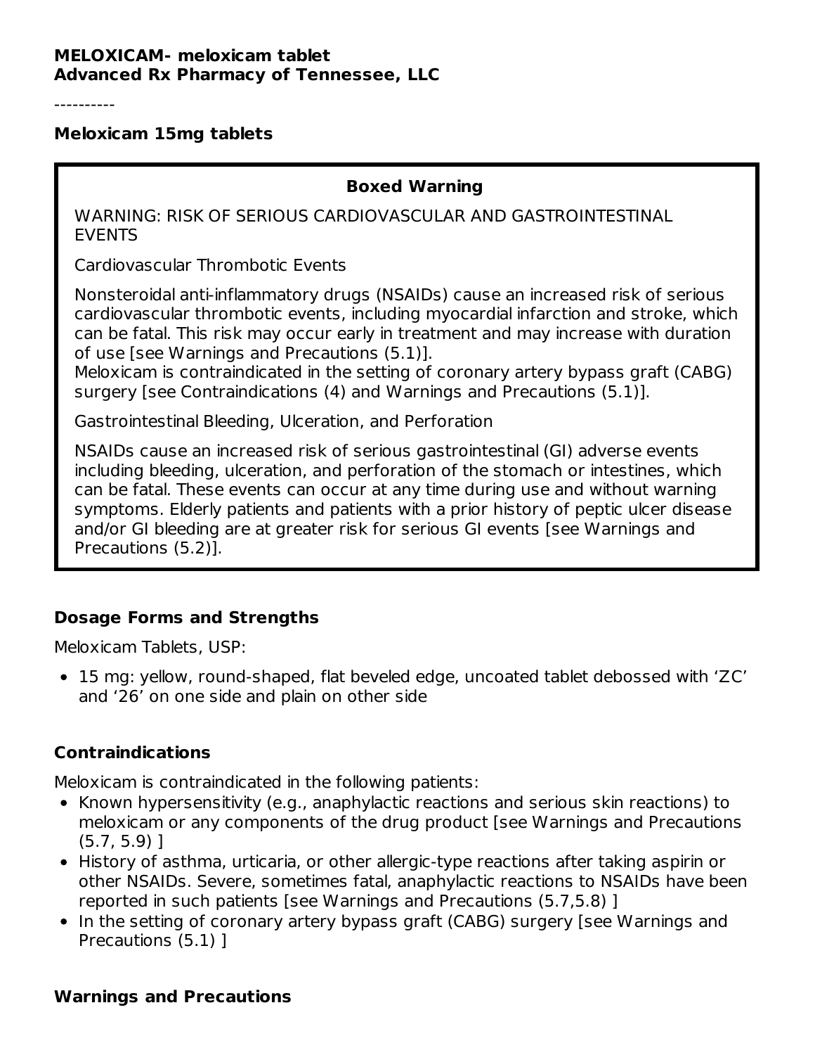**MELOXICAM- meloxicam tablet**
**Advanced Rx Pharmacy of Tennessee, LLC**

----------

**Meloxicam 15mg tablets**

> **Boxed Warning**
>
> WARNING: RISK OF SERIOUS CARDIOVASCULAR AND GASTROINTESTINAL EVENTS
>
> Cardiovascular Thrombotic Events
>
> Nonsteroidal anti-inflammatory drugs (NSAIDs) cause an increased risk of serious cardiovascular thrombotic events, including myocardial infarction and stroke, which can be fatal. This risk may occur early in treatment and may increase with duration of use [see Warnings and Precautions (5.1)].
> Meloxicam is contraindicated in the setting of coronary artery bypass graft (CABG) surgery [see Contraindications (4) and Warnings and Precautions (5.1)].
>
> Gastrointestinal Bleeding, Ulceration, and Perforation
>
> NSAIDs cause an increased risk of serious gastrointestinal (GI) adverse events including bleeding, ulceration, and perforation of the stomach or intestines, which can be fatal. These events can occur at any time during use and without warning symptoms. Elderly patients and patients with a prior history of peptic ulcer disease and/or GI bleeding are at greater risk for serious GI events [see Warnings and Precautions (5.2)].

### Dosage Forms and Strengths

Meloxicam Tablets, USP:

- 15 mg: yellow, round-shaped, flat beveled edge, uncoated tablet debossed with 'ZC' and '26' on one side and plain on other side

### Contraindications

Meloxicam is contraindicated in the following patients:

- Known hypersensitivity (e.g., anaphylactic reactions and serious skin reactions) to meloxicam or any components of the drug product [see Warnings and Precautions (5.7, 5.9) ]
- History of asthma, urticaria, or other allergic-type reactions after taking aspirin or other NSAIDs. Severe, sometimes fatal, anaphylactic reactions to NSAIDs have been reported in such patients [see Warnings and Precautions (5.7,5.8) ]
- In the setting of coronary artery bypass graft (CABG) surgery [see Warnings and Precautions (5.1) ]

### Warnings and Precautions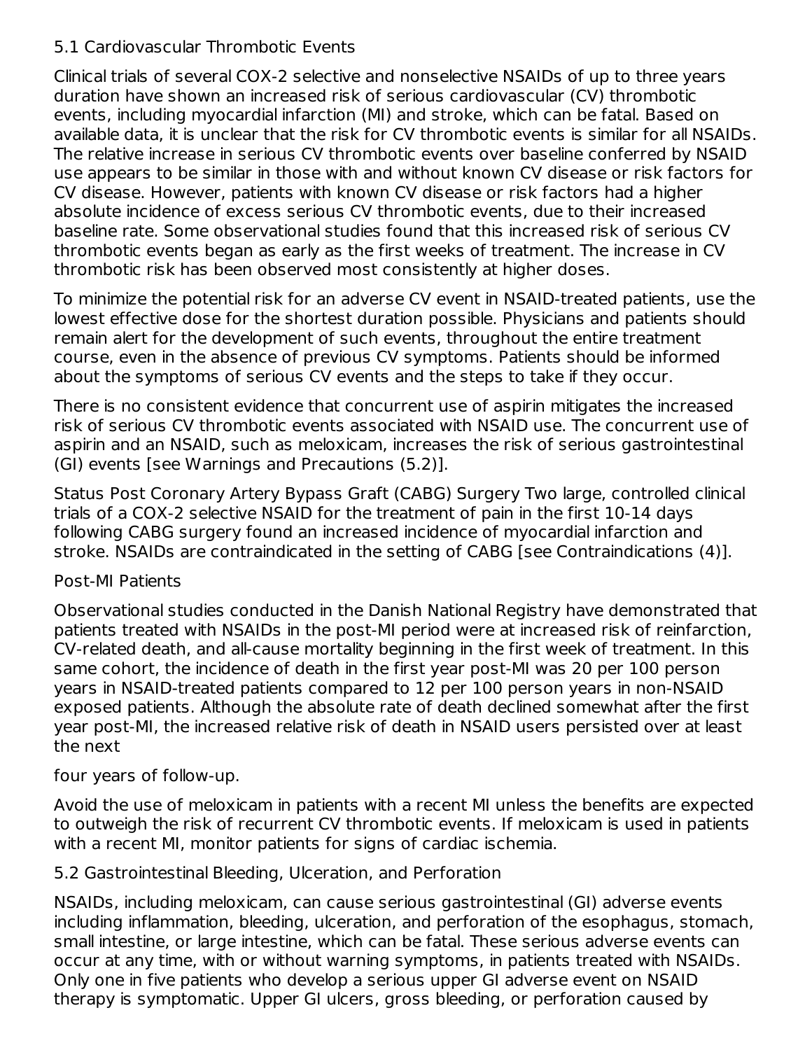### 5.1 Cardiovascular Thrombotic Events

Clinical trials of several COX-2 selective and nonselective NSAIDs of up to three years duration have shown an increased risk of serious cardiovascular (CV) thrombotic events, including myocardial infarction (MI) and stroke, which can be fatal. Based on available data, it is unclear that the risk for CV thrombotic events is similar for all NSAIDs. The relative increase in serious CV thrombotic events over baseline conferred by NSAID use appears to be similar in those with and without known CV disease or risk factors for CV disease. However, patients with known CV disease or risk factors had a higher absolute incidence of excess serious CV thrombotic events, due to their increased baseline rate. Some observational studies found that this increased risk of serious CV thrombotic events began as early as the first weeks of treatment. The increase in CV thrombotic risk has been observed most consistently at higher doses.

To minimize the potential risk for an adverse CV event in NSAID-treated patients, use the lowest effective dose for the shortest duration possible. Physicians and patients should remain alert for the development of such events, throughout the entire treatment course, even in the absence of previous CV symptoms. Patients should be informed about the symptoms of serious CV events and the steps to take if they occur.

There is no consistent evidence that concurrent use of aspirin mitigates the increased risk of serious CV thrombotic events associated with NSAID use. The concurrent use of aspirin and an NSAID, such as meloxicam, increases the risk of serious gastrointestinal (GI) events [see Warnings and Precautions (5.2)].

Status Post Coronary Artery Bypass Graft (CABG) Surgery Two large, controlled clinical trials of a COX-2 selective NSAID for the treatment of pain in the first 10-14 days following CABG surgery found an increased incidence of myocardial infarction and stroke. NSAIDs are contraindicated in the setting of CABG [see Contraindications (4)].

Post-MI Patients

Observational studies conducted in the Danish National Registry have demonstrated that patients treated with NSAIDs in the post-MI period were at increased risk of reinfarction, CV-related death, and all-cause mortality beginning in the first week of treatment. In this same cohort, the incidence of death in the first year post-MI was 20 per 100 person years in NSAID-treated patients compared to 12 per 100 person years in non-NSAID exposed patients. Although the absolute rate of death declined somewhat after the first year post-MI, the increased relative risk of death in NSAID users persisted over at least the next four years of follow-up.

Avoid the use of meloxicam in patients with a recent MI unless the benefits are expected to outweigh the risk of recurrent CV thrombotic events. If meloxicam is used in patients with a recent MI, monitor patients for signs of cardiac ischemia.

### 5.2 Gastrointestinal Bleeding, Ulceration, and Perforation

NSAIDs, including meloxicam, can cause serious gastrointestinal (GI) adverse events including inflammation, bleeding, ulceration, and perforation of the esophagus, stomach, small intestine, or large intestine, which can be fatal. These serious adverse events can occur at any time, with or without warning symptoms, in patients treated with NSAIDs. Only one in five patients who develop a serious upper GI adverse event on NSAID therapy is symptomatic. Upper GI ulcers, gross bleeding, or perforation caused by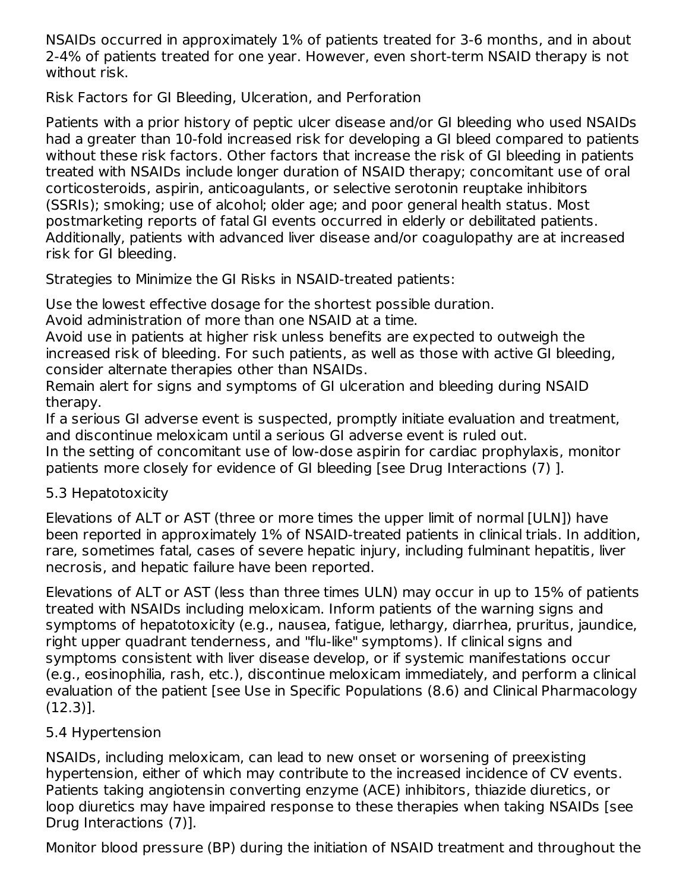NSAIDs occurred in approximately 1% of patients treated for 3-6 months, and in about 2-4% of patients treated for one year. However, even short-term NSAID therapy is not without risk.

Risk Factors for GI Bleeding, Ulceration, and Perforation

Patients with a prior history of peptic ulcer disease and/or GI bleeding who used NSAIDs had a greater than 10-fold increased risk for developing a GI bleed compared to patients without these risk factors. Other factors that increase the risk of GI bleeding in patients treated with NSAIDs include longer duration of NSAID therapy; concomitant use of oral corticosteroids, aspirin, anticoagulants, or selective serotonin reuptake inhibitors (SSRIs); smoking; use of alcohol; older age; and poor general health status. Most postmarketing reports of fatal GI events occurred in elderly or debilitated patients. Additionally, patients with advanced liver disease and/or coagulopathy are at increased risk for GI bleeding.

Strategies to Minimize the GI Risks in NSAID-treated patients:

Use the lowest effective dosage for the shortest possible duration.
Avoid administration of more than one NSAID at a time.
Avoid use in patients at higher risk unless benefits are expected to outweigh the increased risk of bleeding. For such patients, as well as those with active GI bleeding, consider alternate therapies other than NSAIDs.
Remain alert for signs and symptoms of GI ulceration and bleeding during NSAID therapy.
If a serious GI adverse event is suspected, promptly initiate evaluation and treatment, and discontinue meloxicam until a serious GI adverse event is ruled out.
In the setting of concomitant use of low-dose aspirin for cardiac prophylaxis, monitor patients more closely for evidence of GI bleeding [see Drug Interactions (7) ].

## 5.3 Hepatotoxicity

Elevations of ALT or AST (three or more times the upper limit of normal [ULN]) have been reported in approximately 1% of NSAID-treated patients in clinical trials. In addition, rare, sometimes fatal, cases of severe hepatic injury, including fulminant hepatitis, liver necrosis, and hepatic failure have been reported.

Elevations of ALT or AST (less than three times ULN) may occur in up to 15% of patients treated with NSAIDs including meloxicam. Inform patients of the warning signs and symptoms of hepatotoxicity (e.g., nausea, fatigue, lethargy, diarrhea, pruritus, jaundice, right upper quadrant tenderness, and "flu-like" symptoms). If clinical signs and symptoms consistent with liver disease develop, or if systemic manifestations occur (e.g., eosinophilia, rash, etc.), discontinue meloxicam immediately, and perform a clinical evaluation of the patient [see Use in Specific Populations (8.6) and Clinical Pharmacology (12.3)].

## 5.4 Hypertension

NSAIDs, including meloxicam, can lead to new onset or worsening of preexisting hypertension, either of which may contribute to the increased incidence of CV events. Patients taking angiotensin converting enzyme (ACE) inhibitors, thiazide diuretics, or loop diuretics may have impaired response to these therapies when taking NSAIDs [see Drug Interactions (7)].

Monitor blood pressure (BP) during the initiation of NSAID treatment and throughout the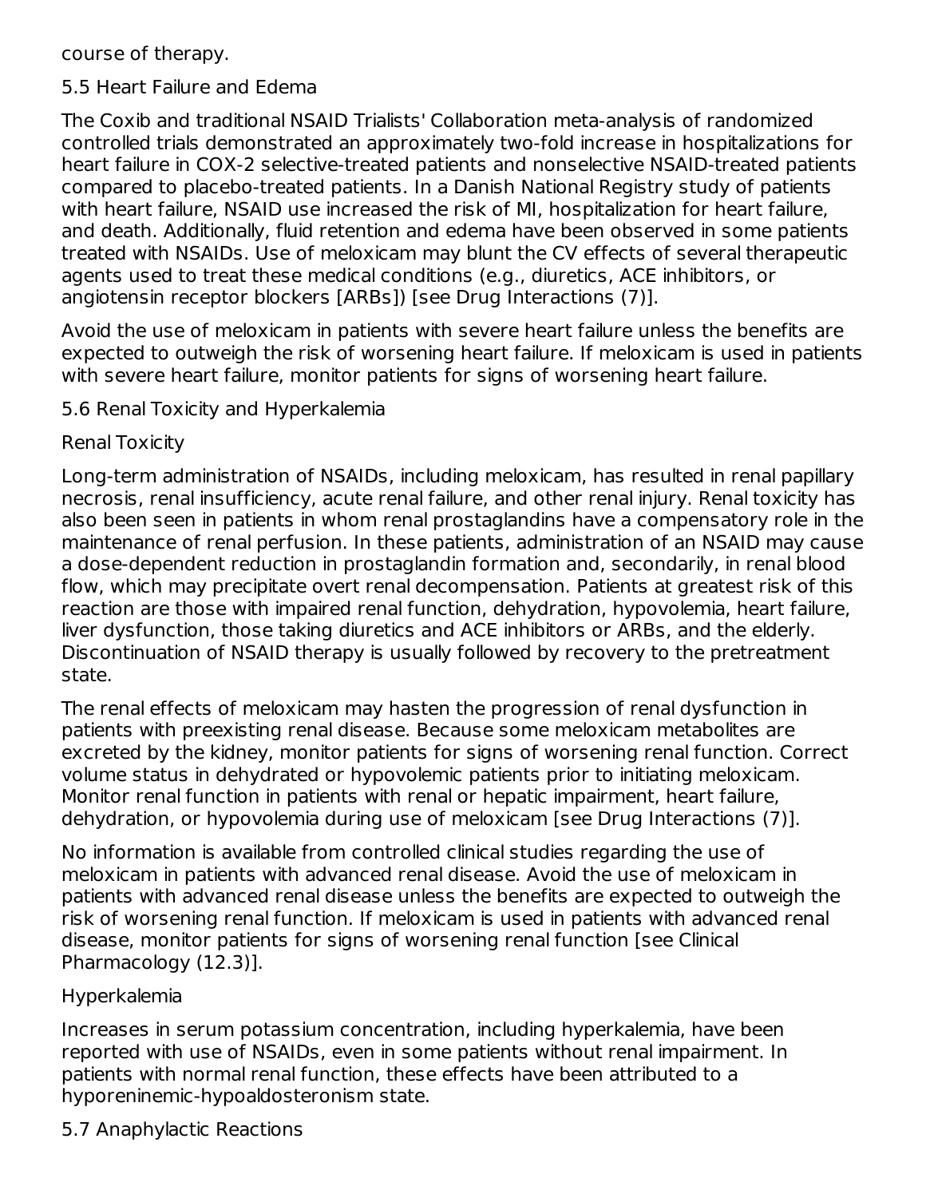course of therapy.

## 5.5 Heart Failure and Edema

The Coxib and traditional NSAID Trialists' Collaboration meta-analysis of randomized controlled trials demonstrated an approximately two-fold increase in hospitalizations for heart failure in COX-2 selective-treated patients and nonselective NSAID-treated patients compared to placebo-treated patients. In a Danish National Registry study of patients with heart failure, NSAID use increased the risk of MI, hospitalization for heart failure, and death. Additionally, fluid retention and edema have been observed in some patients treated with NSAIDs. Use of meloxicam may blunt the CV effects of several therapeutic agents used to treat these medical conditions (e.g., diuretics, ACE inhibitors, or angiotensin receptor blockers [ARBs]) [see Drug Interactions (7)].

Avoid the use of meloxicam in patients with severe heart failure unless the benefits are expected to outweigh the risk of worsening heart failure. If meloxicam is used in patients with severe heart failure, monitor patients for signs of worsening heart failure.

## 5.6 Renal Toxicity and Hyperkalemia

### Renal Toxicity

Long-term administration of NSAIDs, including meloxicam, has resulted in renal papillary necrosis, renal insufficiency, acute renal failure, and other renal injury. Renal toxicity has also been seen in patients in whom renal prostaglandins have a compensatory role in the maintenance of renal perfusion. In these patients, administration of an NSAID may cause a dose-dependent reduction in prostaglandin formation and, secondarily, in renal blood flow, which may precipitate overt renal decompensation. Patients at greatest risk of this reaction are those with impaired renal function, dehydration, hypovolemia, heart failure, liver dysfunction, those taking diuretics and ACE inhibitors or ARBs, and the elderly. Discontinuation of NSAID therapy is usually followed by recovery to the pretreatment state.

The renal effects of meloxicam may hasten the progression of renal dysfunction in patients with preexisting renal disease. Because some meloxicam metabolites are excreted by the kidney, monitor patients for signs of worsening renal function. Correct volume status in dehydrated or hypovolemic patients prior to initiating meloxicam. Monitor renal function in patients with renal or hepatic impairment, heart failure, dehydration, or hypovolemia during use of meloxicam [see Drug Interactions (7)].

No information is available from controlled clinical studies regarding the use of meloxicam in patients with advanced renal disease. Avoid the use of meloxicam in patients with advanced renal disease unless the benefits are expected to outweigh the risk of worsening renal function. If meloxicam is used in patients with advanced renal disease, monitor patients for signs of worsening renal function [see Clinical Pharmacology (12.3)].

### Hyperkalemia

Increases in serum potassium concentration, including hyperkalemia, have been reported with use of NSAIDs, even in some patients without renal impairment. In patients with normal renal function, these effects have been attributed to a hyporeninemic-hypoaldosteronism state.

## 5.7 Anaphylactic Reactions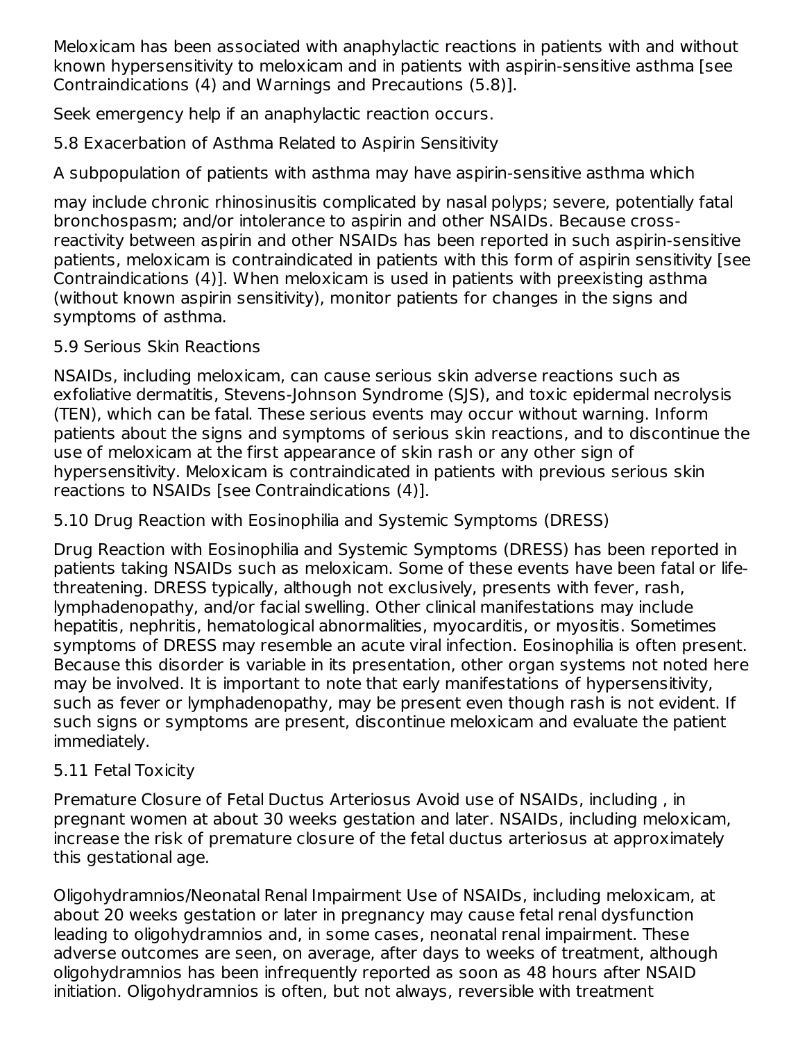Meloxicam has been associated with anaphylactic reactions in patients with and without known hypersensitivity to meloxicam and in patients with aspirin-sensitive asthma [see Contraindications (4) and Warnings and Precautions (5.8)].

Seek emergency help if an anaphylactic reaction occurs.

### 5.8 Exacerbation of Asthma Related to Aspirin Sensitivity

A subpopulation of patients with asthma may have aspirin-sensitive asthma which

may include chronic rhinosinusitis complicated by nasal polyps; severe, potentially fatal bronchospasm; and/or intolerance to aspirin and other NSAIDs. Because cross-reactivity between aspirin and other NSAIDs has been reported in such aspirin-sensitive patients, meloxicam is contraindicated in patients with this form of aspirin sensitivity [see Contraindications (4)]. When meloxicam is used in patients with preexisting asthma (without known aspirin sensitivity), monitor patients for changes in the signs and symptoms of asthma.

### 5.9 Serious Skin Reactions

NSAIDs, including meloxicam, can cause serious skin adverse reactions such as exfoliative dermatitis, Stevens-Johnson Syndrome (SJS), and toxic epidermal necrolysis (TEN), which can be fatal. These serious events may occur without warning. Inform patients about the signs and symptoms of serious skin reactions, and to discontinue the use of meloxicam at the first appearance of skin rash or any other sign of hypersensitivity. Meloxicam is contraindicated in patients with previous serious skin reactions to NSAIDs [see Contraindications (4)].

### 5.10 Drug Reaction with Eosinophilia and Systemic Symptoms (DRESS)

Drug Reaction with Eosinophilia and Systemic Symptoms (DRESS) has been reported in patients taking NSAIDs such as meloxicam. Some of these events have been fatal or life-threatening. DRESS typically, although not exclusively, presents with fever, rash, lymphadenopathy, and/or facial swelling. Other clinical manifestations may include hepatitis, nephritis, hematological abnormalities, myocarditis, or myositis. Sometimes symptoms of DRESS may resemble an acute viral infection. Eosinophilia is often present. Because this disorder is variable in its presentation, other organ systems not noted here may be involved. It is important to note that early manifestations of hypersensitivity, such as fever or lymphadenopathy, may be present even though rash is not evident. If such signs or symptoms are present, discontinue meloxicam and evaluate the patient immediately.

### 5.11 Fetal Toxicity

Premature Closure of Fetal Ductus Arteriosus Avoid use of NSAIDs, including , in pregnant women at about 30 weeks gestation and later. NSAIDs, including meloxicam, increase the risk of premature closure of the fetal ductus arteriosus at approximately this gestational age.

Oligohydramnios/Neonatal Renal Impairment Use of NSAIDs, including meloxicam, at about 20 weeks gestation or later in pregnancy may cause fetal renal dysfunction leading to oligohydramnios and, in some cases, neonatal renal impairment. These adverse outcomes are seen, on average, after days to weeks of treatment, although oligohydramnios has been infrequently reported as soon as 48 hours after NSAID initiation. Oligohydramnios is often, but not always, reversible with treatment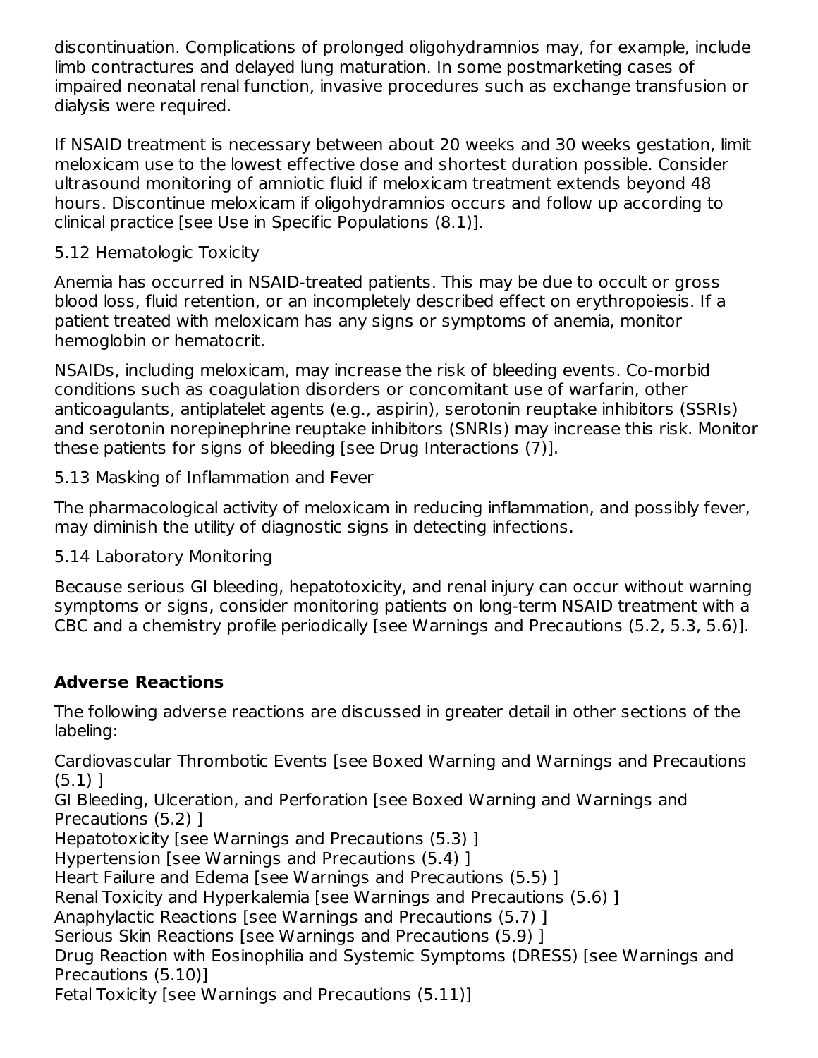discontinuation. Complications of prolonged oligohydramnios may, for example, include limb contractures and delayed lung maturation. In some postmarketing cases of impaired neonatal renal function, invasive procedures such as exchange transfusion or dialysis were required.

If NSAID treatment is necessary between about 20 weeks and 30 weeks gestation, limit meloxicam use to the lowest effective dose and shortest duration possible. Consider ultrasound monitoring of amniotic fluid if meloxicam treatment extends beyond 48 hours. Discontinue meloxicam if oligohydramnios occurs and follow up according to clinical practice [see Use in Specific Populations (8.1)].

### 5.12 Hematologic Toxicity

Anemia has occurred in NSAID-treated patients. This may be due to occult or gross blood loss, fluid retention, or an incompletely described effect on erythropoiesis. If a patient treated with meloxicam has any signs or symptoms of anemia, monitor hemoglobin or hematocrit.

NSAIDs, including meloxicam, may increase the risk of bleeding events. Co-morbid conditions such as coagulation disorders or concomitant use of warfarin, other anticoagulants, antiplatelet agents (e.g., aspirin), serotonin reuptake inhibitors (SSRIs) and serotonin norepinephrine reuptake inhibitors (SNRIs) may increase this risk. Monitor these patients for signs of bleeding [see Drug Interactions (7)].

### 5.13 Masking of Inflammation and Fever

The pharmacological activity of meloxicam in reducing inflammation, and possibly fever, may diminish the utility of diagnostic signs in detecting infections.

### 5.14 Laboratory Monitoring

Because serious GI bleeding, hepatotoxicity, and renal injury can occur without warning symptoms or signs, consider monitoring patients on long-term NSAID treatment with a CBC and a chemistry profile periodically [see Warnings and Precautions (5.2, 5.3, 5.6)].

## Adverse Reactions

The following adverse reactions are discussed in greater detail in other sections of the labeling:

Cardiovascular Thrombotic Events [see Boxed Warning and Warnings and Precautions (5.1) ]
GI Bleeding, Ulceration, and Perforation [see Boxed Warning and Warnings and Precautions (5.2) ]
Hepatotoxicity [see Warnings and Precautions (5.3) ]
Hypertension [see Warnings and Precautions (5.4) ]
Heart Failure and Edema [see Warnings and Precautions (5.5) ]
Renal Toxicity and Hyperkalemia [see Warnings and Precautions (5.6) ]
Anaphylactic Reactions [see Warnings and Precautions (5.7) ]
Serious Skin Reactions [see Warnings and Precautions (5.9) ]
Drug Reaction with Eosinophilia and Systemic Symptoms (DRESS) [see Warnings and Precautions (5.10)]
Fetal Toxicity [see Warnings and Precautions (5.11)]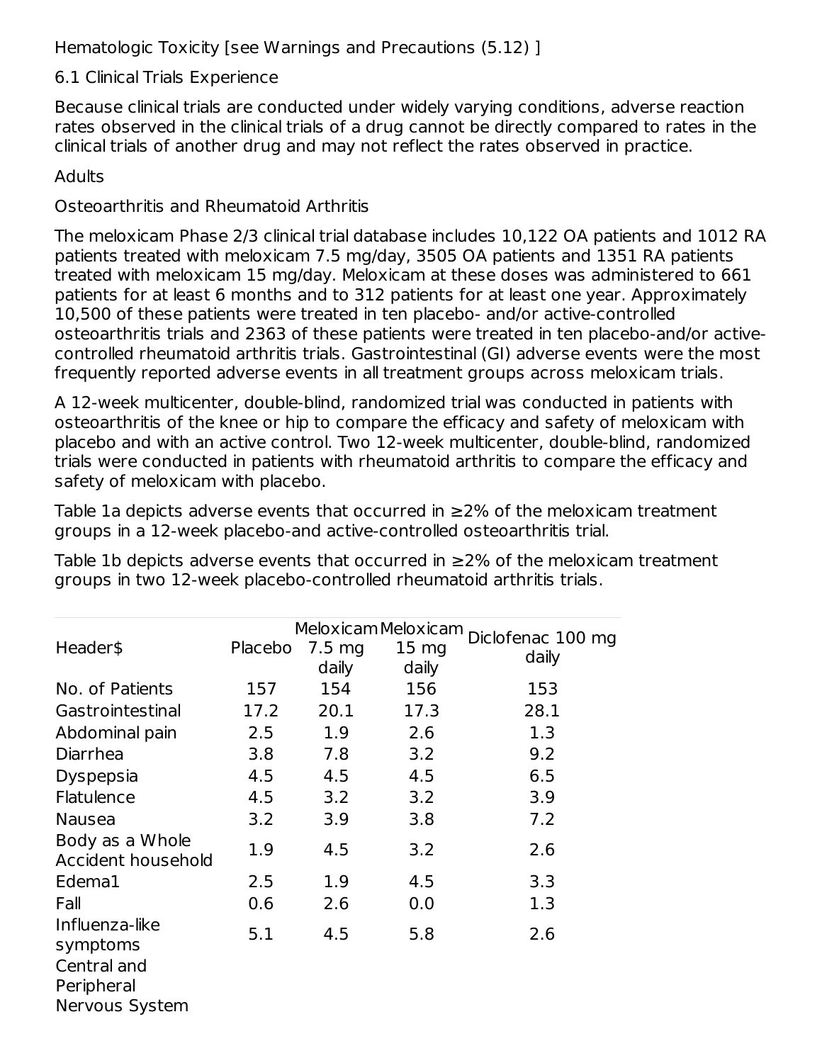Hematologic Toxicity [see Warnings and Precautions (5.12) ]

## 6.1 Clinical Trials Experience

Because clinical trials are conducted under widely varying conditions, adverse reaction rates observed in the clinical trials of a drug cannot be directly compared to rates in the clinical trials of another drug and may not reflect the rates observed in practice.

### Adults

#### Osteoarthritis and Rheumatoid Arthritis

The meloxicam Phase 2/3 clinical trial database includes 10,122 OA patients and 1012 RA patients treated with meloxicam 7.5 mg/day, 3505 OA patients and 1351 RA patients treated with meloxicam 15 mg/day. Meloxicam at these doses was administered to 661 patients for at least 6 months and to 312 patients for at least one year. Approximately 10,500 of these patients were treated in ten placebo- and/or active-controlled osteoarthritis trials and 2363 of these patients were treated in ten placebo-and/or active-controlled rheumatoid arthritis trials. Gastrointestinal (GI) adverse events were the most frequently reported adverse events in all treatment groups across meloxicam trials.

A 12-week multicenter, double-blind, randomized trial was conducted in patients with osteoarthritis of the knee or hip to compare the efficacy and safety of meloxicam with placebo and with an active control. Two 12-week multicenter, double-blind, randomized trials were conducted in patients with rheumatoid arthritis to compare the efficacy and safety of meloxicam with placebo.

Table 1a depicts adverse events that occurred in ≥2% of the meloxicam treatment groups in a 12-week placebo-and active-controlled osteoarthritis trial.

Table 1b depicts adverse events that occurred in ≥2% of the meloxicam treatment groups in two 12-week placebo-controlled rheumatoid arthritis trials.

| Header$ | Placebo | Meloxicam 7.5 mg daily | Meloxicam 15 mg daily | Diclofenac 100 mg daily |
|---|---|---|---|---|
| No. of Patients | 157 | 154 | 156 | 153 |
| Gastrointestinal | 17.2 | 20.1 | 17.3 | 28.1 |
| Abdominal pain | 2.5 | 1.9 | 2.6 | 1.3 |
| Diarrhea | 3.8 | 7.8 | 3.2 | 9.2 |
| Dyspepsia | 4.5 | 4.5 | 4.5 | 6.5 |
| Flatulence | 4.5 | 3.2 | 3.2 | 3.9 |
| Nausea | 3.2 | 3.9 | 3.8 | 7.2 |
| Body as a Whole Accident household | 1.9 | 4.5 | 3.2 | 2.6 |
| Edema1 | 2.5 | 1.9 | 4.5 | 3.3 |
| Fall | 0.6 | 2.6 | 0.0 | 1.3 |
| Influenza-like symptoms | 5.1 | 4.5 | 5.8 | 2.6 |
| Central and Peripheral Nervous System | | | | |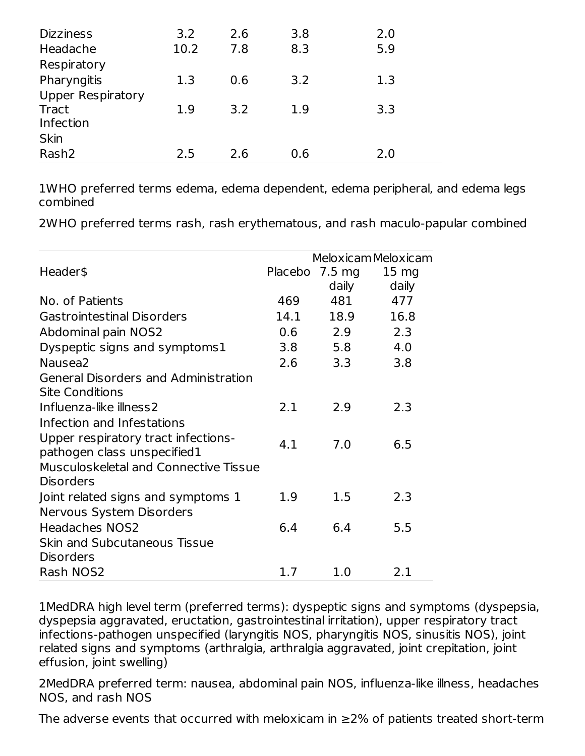| | | | | |
|---|---|---|---|---|
| Dizziness | 3.2 | 2.6 | 3.8 | 2.0 |
| Headache | 10.2 | 7.8 | 8.3 | 5.9 |
| Respiratory | | | | |
| Pharyngitis | 1.3 | 0.6 | 3.2 | 1.3 |
| Upper Respiratory Tract Infection | 1.9 | 3.2 | 1.9 | 3.3 |
| Skin | | | | |
| Rash2 | 2.5 | 2.6 | 0.6 | 2.0 |

1WHO preferred terms edema, edema dependent, edema peripheral, and edema legs combined

2WHO preferred terms rash, rash erythematous, and rash maculo-papular combined

| Header$ | Placebo | Meloxicam 7.5 mg daily | Meloxicam 15 mg daily |
|---|---|---|---|
| No. of Patients | 469 | 481 | 477 |
| Gastrointestinal Disorders | 14.1 | 18.9 | 16.8 |
| Abdominal pain NOS2 | 0.6 | 2.9 | 2.3 |
| Dyspeptic signs and symptoms1 | 3.8 | 5.8 | 4.0 |
| Nausea2 | 2.6 | 3.3 | 3.8 |
| General Disorders and Administration Site Conditions | | | |
| Influenza-like illness2 | 2.1 | 2.9 | 2.3 |
| Infection and Infestations | | | |
| Upper respiratory tract infections-pathogen class unspecified1 | 4.1 | 7.0 | 6.5 |
| Musculoskeletal and Connective Tissue Disorders | | | |
| Joint related signs and symptoms 1 | 1.9 | 1.5 | 2.3 |
| Nervous System Disorders | | | |
| Headaches NOS2 | 6.4 | 6.4 | 5.5 |
| Skin and Subcutaneous Tissue Disorders | | | |
| Rash NOS2 | 1.7 | 1.0 | 2.1 |

1MedDRA high level term (preferred terms): dyspeptic signs and symptoms (dyspepsia, dyspepsia aggravated, eructation, gastrointestinal irritation), upper respiratory tract infections-pathogen unspecified (laryngitis NOS, pharyngitis NOS, sinusitis NOS), joint related signs and symptoms (arthralgia, arthralgia aggravated, joint crepitation, joint effusion, joint swelling)

2MedDRA preferred term: nausea, abdominal pain NOS, influenza-like illness, headaches NOS, and rash NOS

The adverse events that occurred with meloxicam in ≥2% of patients treated short-term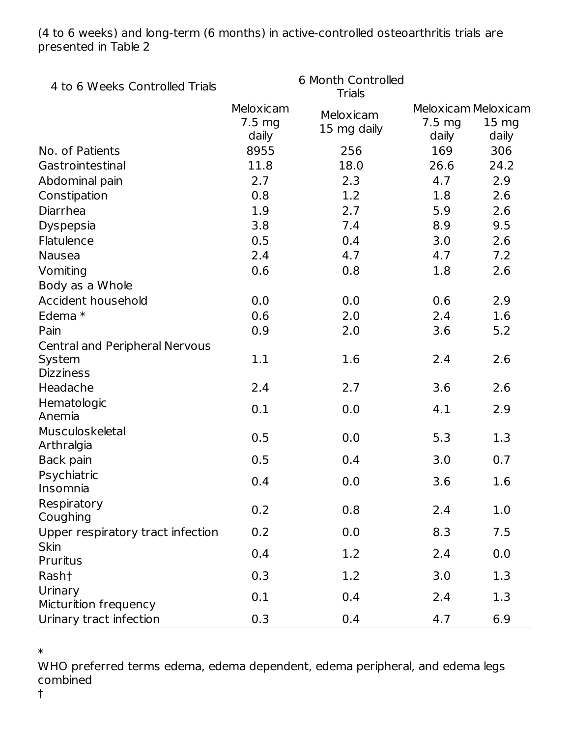(4 to 6 weeks) and long-term (6 months) in active-controlled osteoarthritis trials are presented in Table 2

| 4 to 6 Weeks Controlled Trials | | | 6 Month Controlled Trials | |
|---|---|---|---|---|
| | Meloxicam 7.5 mg daily | Meloxicam 15 mg daily | Meloxicam 7.5 mg daily | Meloxicam 15 mg daily |
| No. of Patients | 8955 | 256 | 169 | 306 |
| Gastrointestinal | 11.8 | 18.0 | 26.6 | 24.2 |
| Abdominal pain | 2.7 | 2.3 | 4.7 | 2.9 |
| Constipation | 0.8 | 1.2 | 1.8 | 2.6 |
| Diarrhea | 1.9 | 2.7 | 5.9 | 2.6 |
| Dyspepsia | 3.8 | 7.4 | 8.9 | 9.5 |
| Flatulence | 0.5 | 0.4 | 3.0 | 2.6 |
| Nausea | 2.4 | 4.7 | 4.7 | 7.2 |
| Vomiting | 0.6 | 0.8 | 1.8 | 2.6 |
| Body as a Whole | | | | |
| Accident household | 0.0 | 0.0 | 0.6 | 2.9 |
| Edema * | 0.6 | 2.0 | 2.4 | 1.6 |
| Pain | 0.9 | 2.0 | 3.6 | 5.2 |
| Central and Peripheral Nervous System Dizziness | 1.1 | 1.6 | 2.4 | 2.6 |
| Headache | 2.4 | 2.7 | 3.6 | 2.6 |
| Hematologic Anemia | 0.1 | 0.0 | 4.1 | 2.9 |
| Musculoskeletal Arthralgia | 0.5 | 0.0 | 5.3 | 1.3 |
| Back pain | 0.5 | 0.4 | 3.0 | 0.7 |
| Psychiatric Insomnia | 0.4 | 0.0 | 3.6 | 1.6 |
| Respiratory Coughing | 0.2 | 0.8 | 2.4 | 1.0 |
| Upper respiratory tract infection | 0.2 | 0.0 | 8.3 | 7.5 |
| Skin Pruritus | 0.4 | 1.2 | 2.4 | 0.0 |
| Rash† | 0.3 | 1.2 | 3.0 | 1.3 |
| Urinary Micturition frequency | 0.1 | 0.4 | 2.4 | 1.3 |
| Urinary tract infection | 0.3 | 0.4 | 4.7 | 6.9 |

*
WHO preferred terms edema, edema dependent, edema peripheral, and edema legs combined
†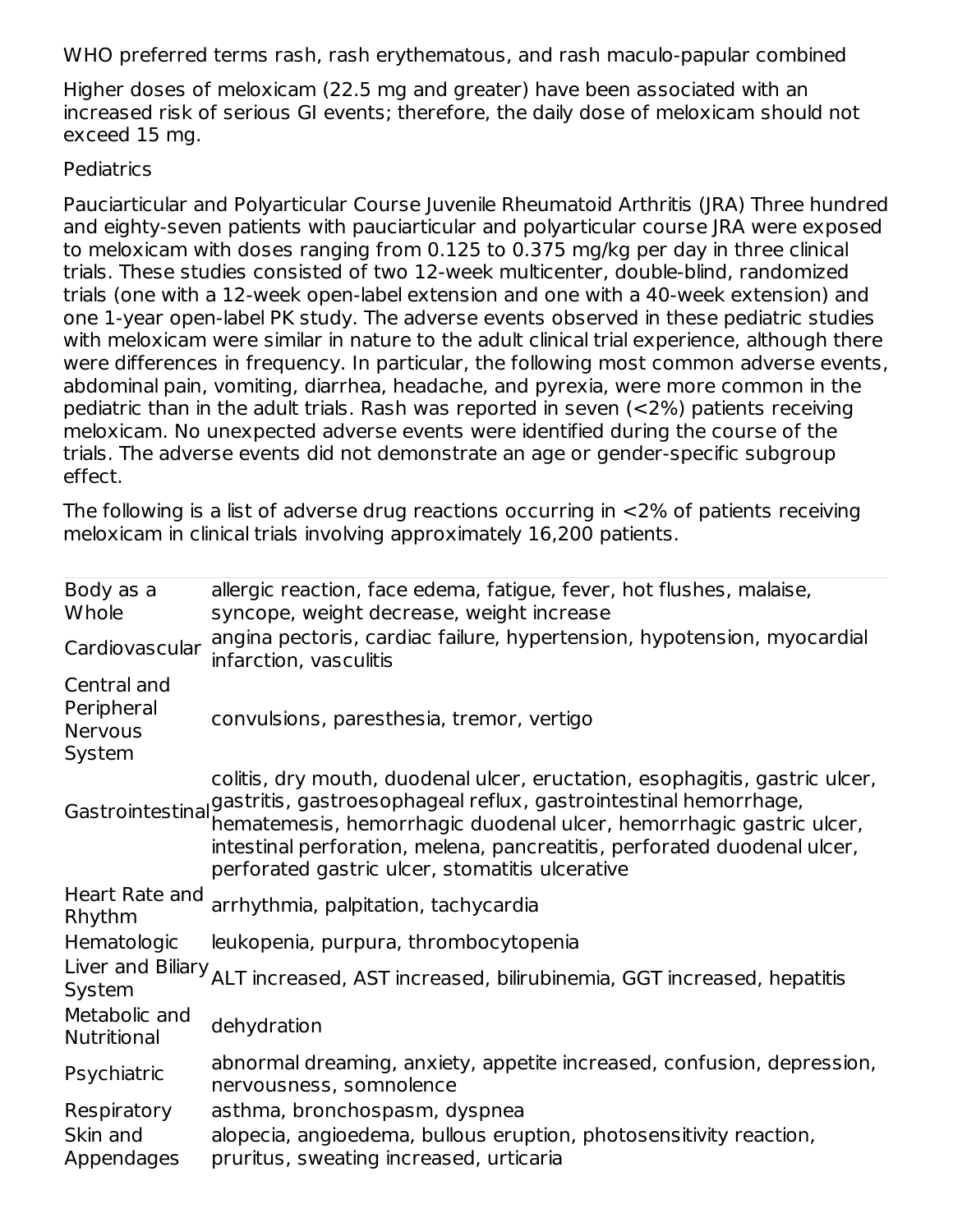WHO preferred terms rash, rash erythematous, and rash maculo-papular combined

Higher doses of meloxicam (22.5 mg and greater) have been associated with an increased risk of serious GI events; therefore, the daily dose of meloxicam should not exceed 15 mg.

Pediatrics

Pauciarticular and Polyarticular Course Juvenile Rheumatoid Arthritis (JRA) Three hundred and eighty-seven patients with pauciarticular and polyarticular course JRA were exposed to meloxicam with doses ranging from 0.125 to 0.375 mg/kg per day in three clinical trials. These studies consisted of two 12-week multicenter, double-blind, randomized trials (one with a 12-week open-label extension and one with a 40-week extension) and one 1-year open-label PK study. The adverse events observed in these pediatric studies with meloxicam were similar in nature to the adult clinical trial experience, although there were differences in frequency. In particular, the following most common adverse events, abdominal pain, vomiting, diarrhea, headache, and pyrexia, were more common in the pediatric than in the adult trials. Rash was reported in seven (<2%) patients receiving meloxicam. No unexpected adverse events were identified during the course of the trials. The adverse events did not demonstrate an age or gender-specific subgroup effect.

The following is a list of adverse drug reactions occurring in <2% of patients receiving meloxicam in clinical trials involving approximately 16,200 patients.

| | |
|---|---|
| Body as a Whole | allergic reaction, face edema, fatigue, fever, hot flushes, malaise, syncope, weight decrease, weight increase |
| Cardiovascular | angina pectoris, cardiac failure, hypertension, hypotension, myocardial infarction, vasculitis |
| Central and Peripheral Nervous System | convulsions, paresthesia, tremor, vertigo |
| Gastrointestinal | colitis, dry mouth, duodenal ulcer, eructation, esophagitis, gastric ulcer, gastritis, gastroesophageal reflux, gastrointestinal hemorrhage, hematemesis, hemorrhagic duodenal ulcer, hemorrhagic gastric ulcer, intestinal perforation, melena, pancreatitis, perforated duodenal ulcer, perforated gastric ulcer, stomatitis ulcerative |
| Heart Rate and Rhythm | arrhythmia, palpitation, tachycardia |
| Hematologic | leukopenia, purpura, thrombocytopenia |
| Liver and Biliary System | ALT increased, AST increased, bilirubinemia, GGT increased, hepatitis |
| Metabolic and Nutritional | dehydration |
| Psychiatric | abnormal dreaming, anxiety, appetite increased, confusion, depression, nervousness, somnolence |
| Respiratory | asthma, bronchospasm, dyspnea |
| Skin and Appendages | alopecia, angioedema, bullous eruption, photosensitivity reaction, pruritus, sweating increased, urticaria |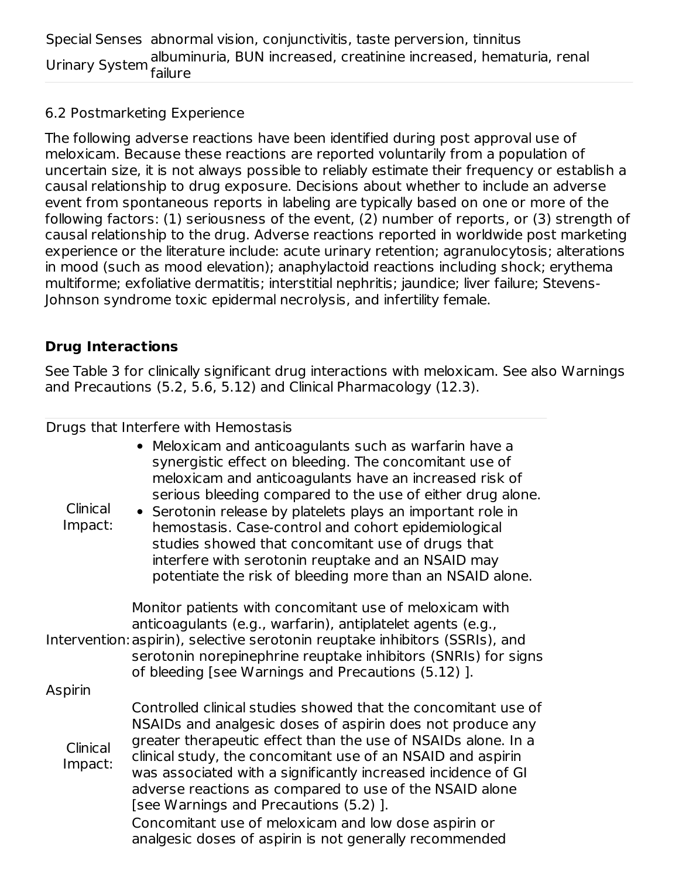| | |
|---|---|
| Special Senses | abnormal vision, conjunctivitis, taste perversion, tinnitus |
| Urinary System | albuminuria, BUN increased, creatinine increased, hematuria, renal failure |

6.2 Postmarketing Experience

The following adverse reactions have been identified during post approval use of meloxicam. Because these reactions are reported voluntarily from a population of uncertain size, it is not always possible to reliably estimate their frequency or establish a causal relationship to drug exposure. Decisions about whether to include an adverse event from spontaneous reports in labeling are typically based on one or more of the following factors: (1) seriousness of the event, (2) number of reports, or (3) strength of causal relationship to the drug. Adverse reactions reported in worldwide post marketing experience or the literature include: acute urinary retention; agranulocytosis; alterations in mood (such as mood elevation); anaphylactoid reactions including shock; erythema multiforme; exfoliative dermatitis; interstitial nephritis; jaundice; liver failure; Stevens-Johnson syndrome toxic epidermal necrolysis, and infertility female.

## Drug Interactions

See Table 3 for clinically significant drug interactions with meloxicam. See also Warnings and Precautions (5.2, 5.6, 5.12) and Clinical Pharmacology (12.3).

| Drugs that Interfere with Hemostasis | |
|---|---|
| Clinical Impact: | • Meloxicam and anticoagulants such as warfarin have a synergistic effect on bleeding. The concomitant use of meloxicam and anticoagulants have an increased risk of serious bleeding compared to the use of either drug alone. • Serotonin release by platelets plays an important role in hemostasis. Case-control and cohort epidemiological studies showed that concomitant use of drugs that interfere with serotonin reuptake and an NSAID may potentiate the risk of bleeding more than an NSAID alone. |
| Intervention: | Monitor patients with concomitant use of meloxicam with anticoagulants (e.g., warfarin), antiplatelet agents (e.g., aspirin), selective serotonin reuptake inhibitors (SSRIs), and serotonin norepinephrine reuptake inhibitors (SNRIs) for signs of bleeding [see Warnings and Precautions (5.12) ]. |
| Aspirin | |
| Clinical Impact: | Controlled clinical studies showed that the concomitant use of NSAIDs and analgesic doses of aspirin does not produce any greater therapeutic effect than the use of NSAIDs alone. In a clinical study, the concomitant use of an NSAID and aspirin was associated with a significantly increased incidence of GI adverse reactions as compared to use of the NSAID alone [see Warnings and Precautions (5.2) ]. |
| | Concomitant use of meloxicam and low dose aspirin or analgesic doses of aspirin is not generally recommended |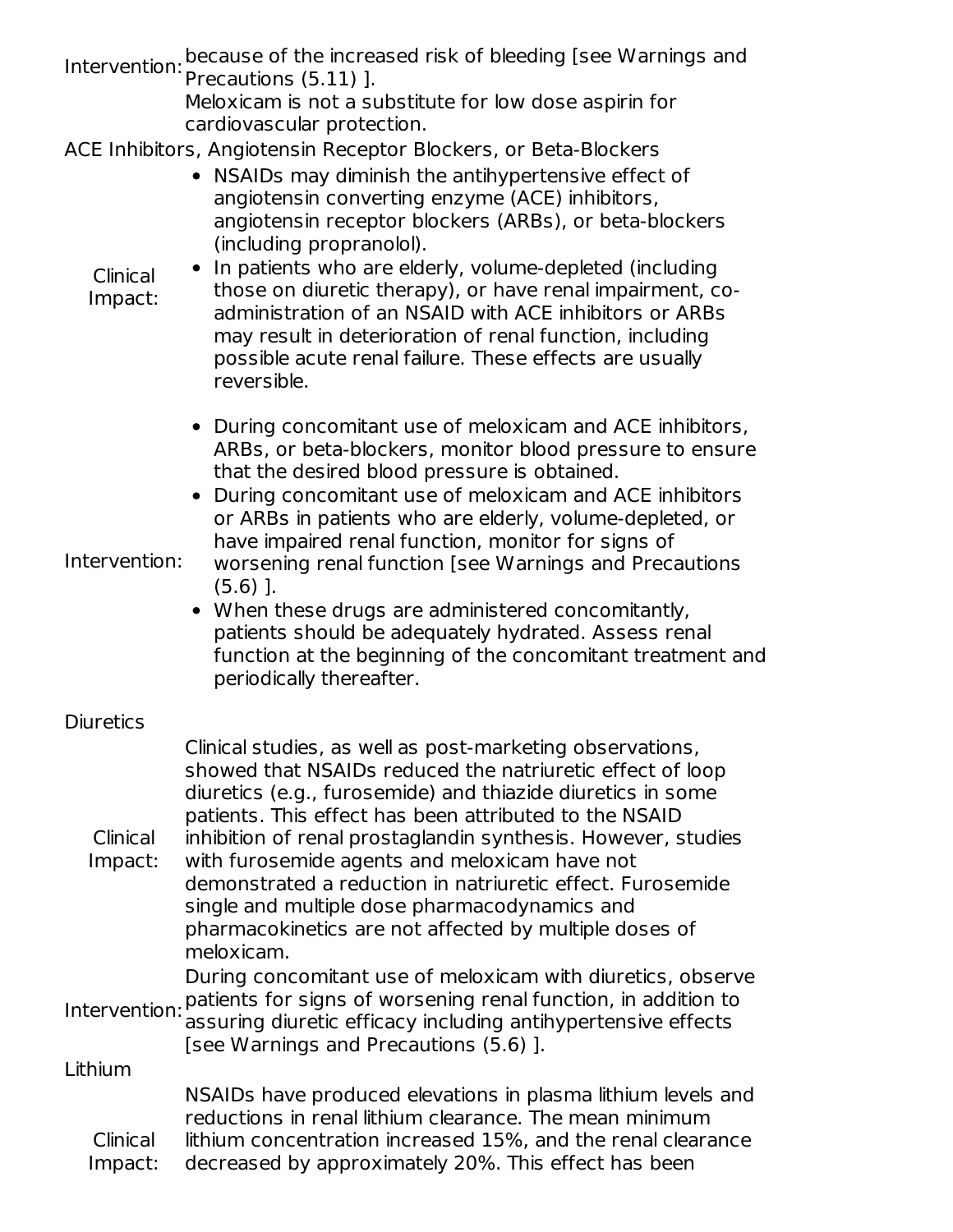| | |
|---|---|
| Intervention: | because of the increased risk of bleeding [see Warnings and Precautions (5.11) ].<br>Meloxicam is not a substitute for low dose aspirin for cardiovascular protection. |
| **ACE Inhibitors, Angiotensin Receptor Blockers, or Beta-Blockers** | |
| Clinical Impact: | • NSAIDs may diminish the antihypertensive effect of angiotensin converting enzyme (ACE) inhibitors, angiotensin receptor blockers (ARBs), or beta-blockers (including propranolol).<br>• In patients who are elderly, volume-depleted (including those on diuretic therapy), or have renal impairment, co-administration of an NSAID with ACE inhibitors or ARBs may result in deterioration of renal function, including possible acute renal failure. These effects are usually reversible. |
| Intervention: | • During concomitant use of meloxicam and ACE inhibitors, ARBs, or beta-blockers, monitor blood pressure to ensure that the desired blood pressure is obtained.<br>• During concomitant use of meloxicam and ACE inhibitors or ARBs in patients who are elderly, volume-depleted, or have impaired renal function, monitor for signs of worsening renal function [see Warnings and Precautions (5.6) ].<br>• When these drugs are administered concomitantly, patients should be adequately hydrated. Assess renal function at the beginning of the concomitant treatment and periodically thereafter. |
| **Diuretics** | |
| Clinical Impact: | Clinical studies, as well as post-marketing observations, showed that NSAIDs reduced the natriuretic effect of loop diuretics (e.g., furosemide) and thiazide diuretics in some patients. This effect has been attributed to the NSAID inhibition of renal prostaglandin synthesis. However, studies with furosemide agents and meloxicam have not demonstrated a reduction in natriuretic effect. Furosemide single and multiple dose pharmacodynamics and pharmacokinetics are not affected by multiple doses of meloxicam. |
| Intervention: | During concomitant use of meloxicam with diuretics, observe patients for signs of worsening renal function, in addition to assuring diuretic efficacy including antihypertensive effects [see Warnings and Precautions (5.6) ]. |
| **Lithium** | |
| Clinical Impact: | NSAIDs have produced elevations in plasma lithium levels and reductions in renal lithium clearance. The mean minimum lithium concentration increased 15%, and the renal clearance decreased by approximately 20%. This effect has been |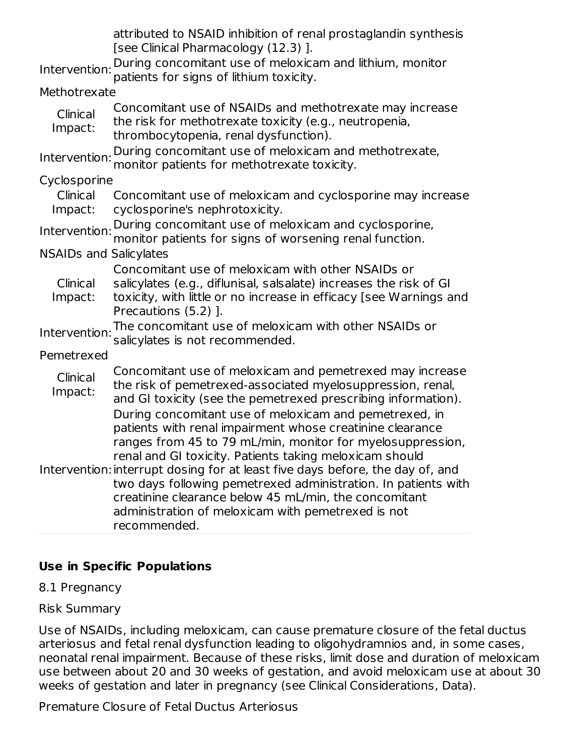| | |
|---|---|
| | attributed to NSAID inhibition of renal prostaglandin synthesis [see Clinical Pharmacology (12.3) ]. |
| Intervention: | During concomitant use of meloxicam and lithium, monitor patients for signs of lithium toxicity. |
| **Methotrexate** | |
| Clinical Impact: | Concomitant use of NSAIDs and methotrexate may increase the risk for methotrexate toxicity (e.g., neutropenia, thrombocytopenia, renal dysfunction). |
| Intervention: | During concomitant use of meloxicam and methotrexate, monitor patients for methotrexate toxicity. |
| **Cyclosporine** | |
| Clinical Impact: | Concomitant use of meloxicam and cyclosporine may increase cyclosporine's nephrotoxicity. |
| Intervention: | During concomitant use of meloxicam and cyclosporine, monitor patients for signs of worsening renal function. |
| **NSAIDs and Salicylates** | |
| Clinical Impact: | Concomitant use of meloxicam with other NSAIDs or salicylates (e.g., diflunisal, salsalate) increases the risk of GI toxicity, with little or no increase in efficacy [see Warnings and Precautions (5.2) ]. |
| Intervention: | The concomitant use of meloxicam with other NSAIDs or salicylates is not recommended. |
| **Pemetrexed** | |
| Clinical Impact: | Concomitant use of meloxicam and pemetrexed may increase the risk of pemetrexed-associated myelosuppression, renal, and GI toxicity (see the pemetrexed prescribing information). |
| Intervention: | During concomitant use of meloxicam and pemetrexed, in patients with renal impairment whose creatinine clearance ranges from 45 to 79 mL/min, monitor for myelosuppression, renal and GI toxicity. Patients taking meloxicam should interrupt dosing for at least five days before, the day of, and two days following pemetrexed administration. In patients with creatinine clearance below 45 mL/min, the concomitant administration of meloxicam with pemetrexed is not recommended. |

## Use in Specific Populations

8.1 Pregnancy

Risk Summary

Use of NSAIDs, including meloxicam, can cause premature closure of the fetal ductus arteriosus and fetal renal dysfunction leading to oligohydramnios and, in some cases, neonatal renal impairment. Because of these risks, limit dose and duration of meloxicam use between about 20 and 30 weeks of gestation, and avoid meloxicam use at about 30 weeks of gestation and later in pregnancy (see Clinical Considerations, Data).

Premature Closure of Fetal Ductus Arteriosus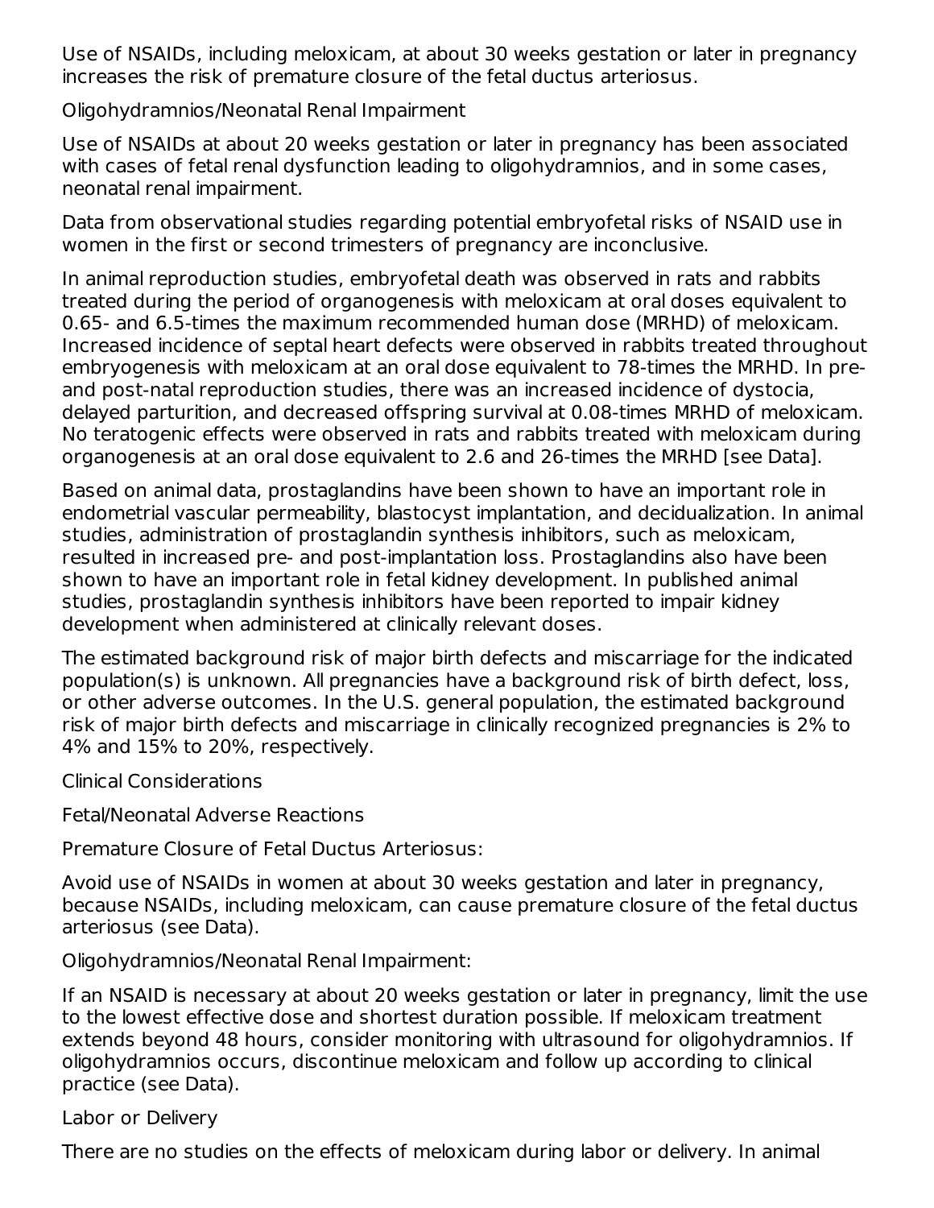Use of NSAIDs, including meloxicam, at about 30 weeks gestation or later in pregnancy increases the risk of premature closure of the fetal ductus arteriosus.

Oligohydramnios/Neonatal Renal Impairment

Use of NSAIDs at about 20 weeks gestation or later in pregnancy has been associated with cases of fetal renal dysfunction leading to oligohydramnios, and in some cases, neonatal renal impairment.

Data from observational studies regarding potential embryofetal risks of NSAID use in women in the first or second trimesters of pregnancy are inconclusive.

In animal reproduction studies, embryofetal death was observed in rats and rabbits treated during the period of organogenesis with meloxicam at oral doses equivalent to 0.65- and 6.5-times the maximum recommended human dose (MRHD) of meloxicam. Increased incidence of septal heart defects were observed in rabbits treated throughout embryogenesis with meloxicam at an oral dose equivalent to 78-times the MRHD. In pre- and post-natal reproduction studies, there was an increased incidence of dystocia, delayed parturition, and decreased offspring survival at 0.08-times MRHD of meloxicam. No teratogenic effects were observed in rats and rabbits treated with meloxicam during organogenesis at an oral dose equivalent to 2.6 and 26-times the MRHD [see Data].

Based on animal data, prostaglandins have been shown to have an important role in endometrial vascular permeability, blastocyst implantation, and decidualization. In animal studies, administration of prostaglandin synthesis inhibitors, such as meloxicam, resulted in increased pre- and post-implantation loss. Prostaglandins also have been shown to have an important role in fetal kidney development. In published animal studies, prostaglandin synthesis inhibitors have been reported to impair kidney development when administered at clinically relevant doses.

The estimated background risk of major birth defects and miscarriage for the indicated population(s) is unknown. All pregnancies have a background risk of birth defect, loss, or other adverse outcomes. In the U.S. general population, the estimated background risk of major birth defects and miscarriage in clinically recognized pregnancies is 2% to 4% and 15% to 20%, respectively.

Clinical Considerations

Fetal/Neonatal Adverse Reactions

Premature Closure of Fetal Ductus Arteriosus:

Avoid use of NSAIDs in women at about 30 weeks gestation and later in pregnancy, because NSAIDs, including meloxicam, can cause premature closure of the fetal ductus arteriosus (see Data).

Oligohydramnios/Neonatal Renal Impairment:

If an NSAID is necessary at about 20 weeks gestation or later in pregnancy, limit the use to the lowest effective dose and shortest duration possible. If meloxicam treatment extends beyond 48 hours, consider monitoring with ultrasound for oligohydramnios. If oligohydramnios occurs, discontinue meloxicam and follow up according to clinical practice (see Data).

Labor or Delivery

There are no studies on the effects of meloxicam during labor or delivery. In animal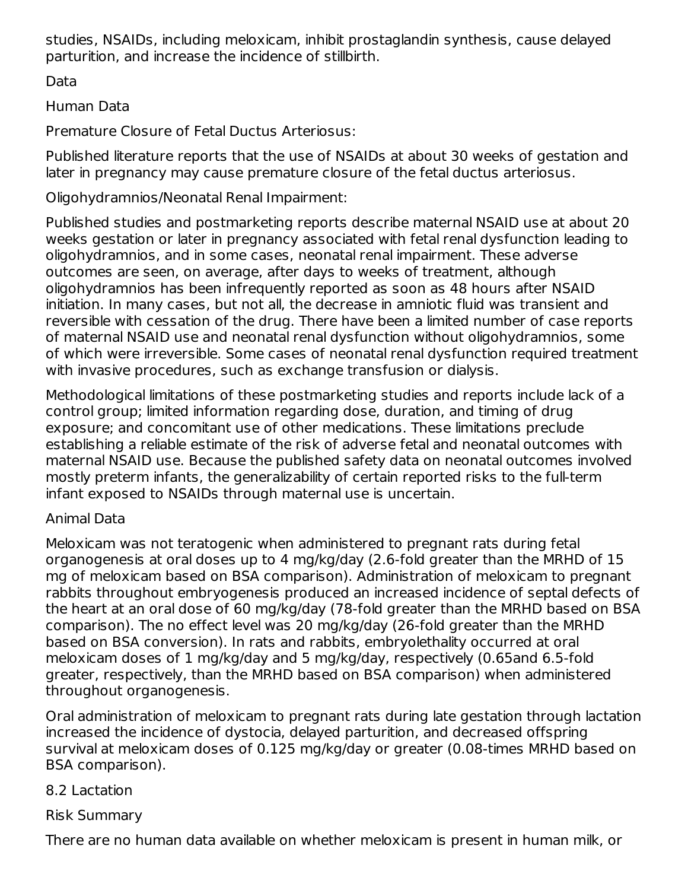studies, NSAIDs, including meloxicam, inhibit prostaglandin synthesis, cause delayed parturition, and increase the incidence of stillbirth.

Data

Human Data

Premature Closure of Fetal Ductus Arteriosus:

Published literature reports that the use of NSAIDs at about 30 weeks of gestation and later in pregnancy may cause premature closure of the fetal ductus arteriosus.

Oligohydramnios/Neonatal Renal Impairment:

Published studies and postmarketing reports describe maternal NSAID use at about 20 weeks gestation or later in pregnancy associated with fetal renal dysfunction leading to oligohydramnios, and in some cases, neonatal renal impairment. These adverse outcomes are seen, on average, after days to weeks of treatment, although oligohydramnios has been infrequently reported as soon as 48 hours after NSAID initiation. In many cases, but not all, the decrease in amniotic fluid was transient and reversible with cessation of the drug. There have been a limited number of case reports of maternal NSAID use and neonatal renal dysfunction without oligohydramnios, some of which were irreversible. Some cases of neonatal renal dysfunction required treatment with invasive procedures, such as exchange transfusion or dialysis.

Methodological limitations of these postmarketing studies and reports include lack of a control group; limited information regarding dose, duration, and timing of drug exposure; and concomitant use of other medications. These limitations preclude establishing a reliable estimate of the risk of adverse fetal and neonatal outcomes with maternal NSAID use. Because the published safety data on neonatal outcomes involved mostly preterm infants, the generalizability of certain reported risks to the full-term infant exposed to NSAIDs through maternal use is uncertain.

Animal Data

Meloxicam was not teratogenic when administered to pregnant rats during fetal organogenesis at oral doses up to 4 mg/kg/day (2.6-fold greater than the MRHD of 15 mg of meloxicam based on BSA comparison). Administration of meloxicam to pregnant rabbits throughout embryogenesis produced an increased incidence of septal defects of the heart at an oral dose of 60 mg/kg/day (78-fold greater than the MRHD based on BSA comparison). The no effect level was 20 mg/kg/day (26-fold greater than the MRHD based on BSA conversion). In rats and rabbits, embryolethality occurred at oral meloxicam doses of 1 mg/kg/day and 5 mg/kg/day, respectively (0.65and 6.5-fold greater, respectively, than the MRHD based on BSA comparison) when administered throughout organogenesis.

Oral administration of meloxicam to pregnant rats during late gestation through lactation increased the incidence of dystocia, delayed parturition, and decreased offspring survival at meloxicam doses of 0.125 mg/kg/day or greater (0.08-times MRHD based on BSA comparison).

## 8.2 Lactation

Risk Summary

There are no human data available on whether meloxicam is present in human milk, or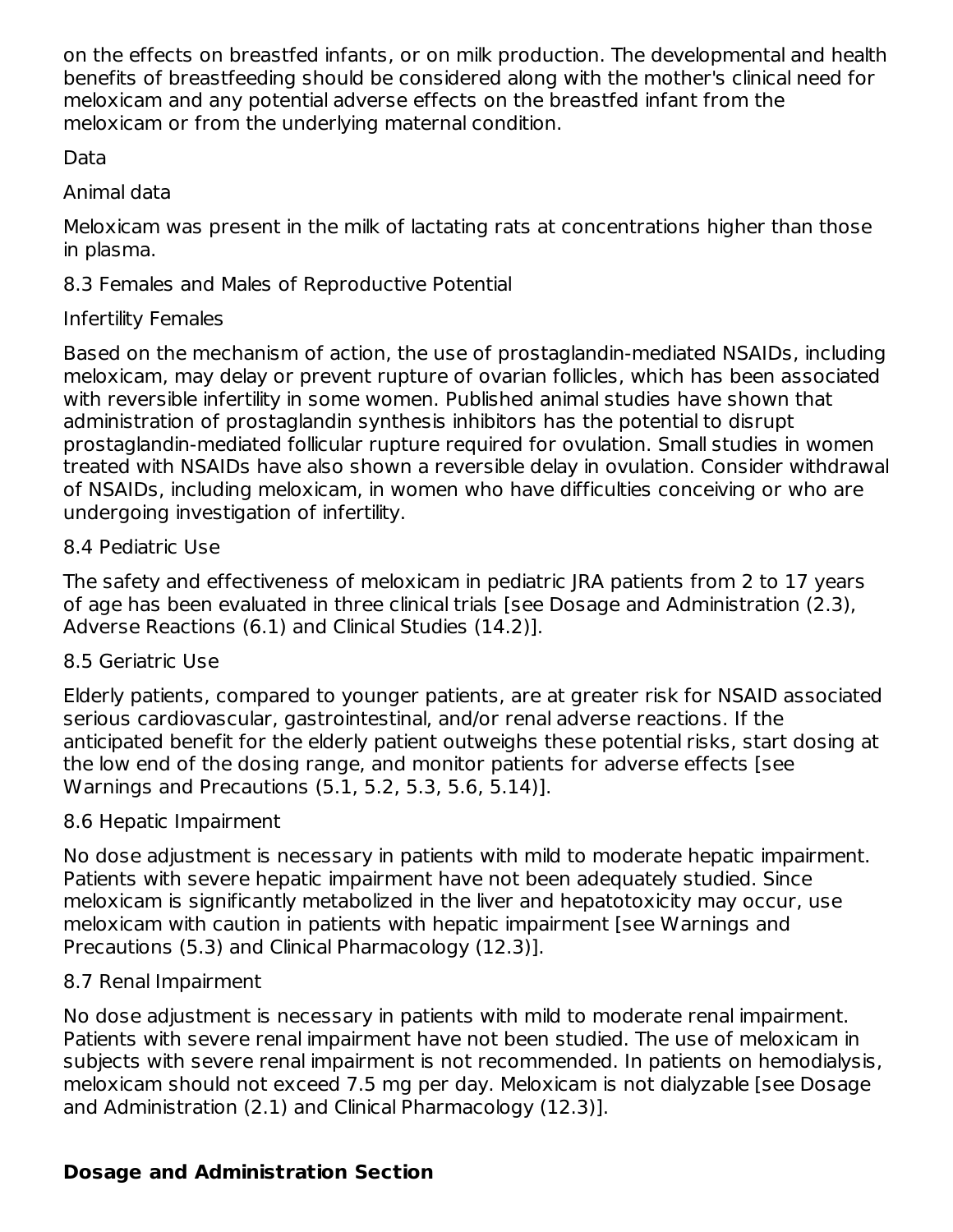on the effects on breastfed infants, or on milk production. The developmental and health benefits of breastfeeding should be considered along with the mother's clinical need for meloxicam and any potential adverse effects on the breastfed infant from the meloxicam or from the underlying maternal condition.

Data

Animal data

Meloxicam was present in the milk of lactating rats at concentrations higher than those in plasma.

8.3 Females and Males of Reproductive Potential

Infertility Females

Based on the mechanism of action, the use of prostaglandin-mediated NSAIDs, including meloxicam, may delay or prevent rupture of ovarian follicles, which has been associated with reversible infertility in some women. Published animal studies have shown that administration of prostaglandin synthesis inhibitors has the potential to disrupt prostaglandin-mediated follicular rupture required for ovulation. Small studies in women treated with NSAIDs have also shown a reversible delay in ovulation. Consider withdrawal of NSAIDs, including meloxicam, in women who have difficulties conceiving or who are undergoing investigation of infertility.

8.4 Pediatric Use

The safety and effectiveness of meloxicam in pediatric JRA patients from 2 to 17 years of age has been evaluated in three clinical trials [see Dosage and Administration (2.3), Adverse Reactions (6.1) and Clinical Studies (14.2)].

8.5 Geriatric Use

Elderly patients, compared to younger patients, are at greater risk for NSAID associated serious cardiovascular, gastrointestinal, and/or renal adverse reactions. If the anticipated benefit for the elderly patient outweighs these potential risks, start dosing at the low end of the dosing range, and monitor patients for adverse effects [see Warnings and Precautions (5.1, 5.2, 5.3, 5.6, 5.14)].

8.6 Hepatic Impairment

No dose adjustment is necessary in patients with mild to moderate hepatic impairment. Patients with severe hepatic impairment have not been adequately studied. Since meloxicam is significantly metabolized in the liver and hepatotoxicity may occur, use meloxicam with caution in patients with hepatic impairment [see Warnings and Precautions (5.3) and Clinical Pharmacology (12.3)].

8.7 Renal Impairment

No dose adjustment is necessary in patients with mild to moderate renal impairment. Patients with severe renal impairment have not been studied. The use of meloxicam in subjects with severe renal impairment is not recommended. In patients on hemodialysis, meloxicam should not exceed 7.5 mg per day. Meloxicam is not dialyzable [see Dosage and Administration (2.1) and Clinical Pharmacology (12.3)].

## Dosage and Administration Section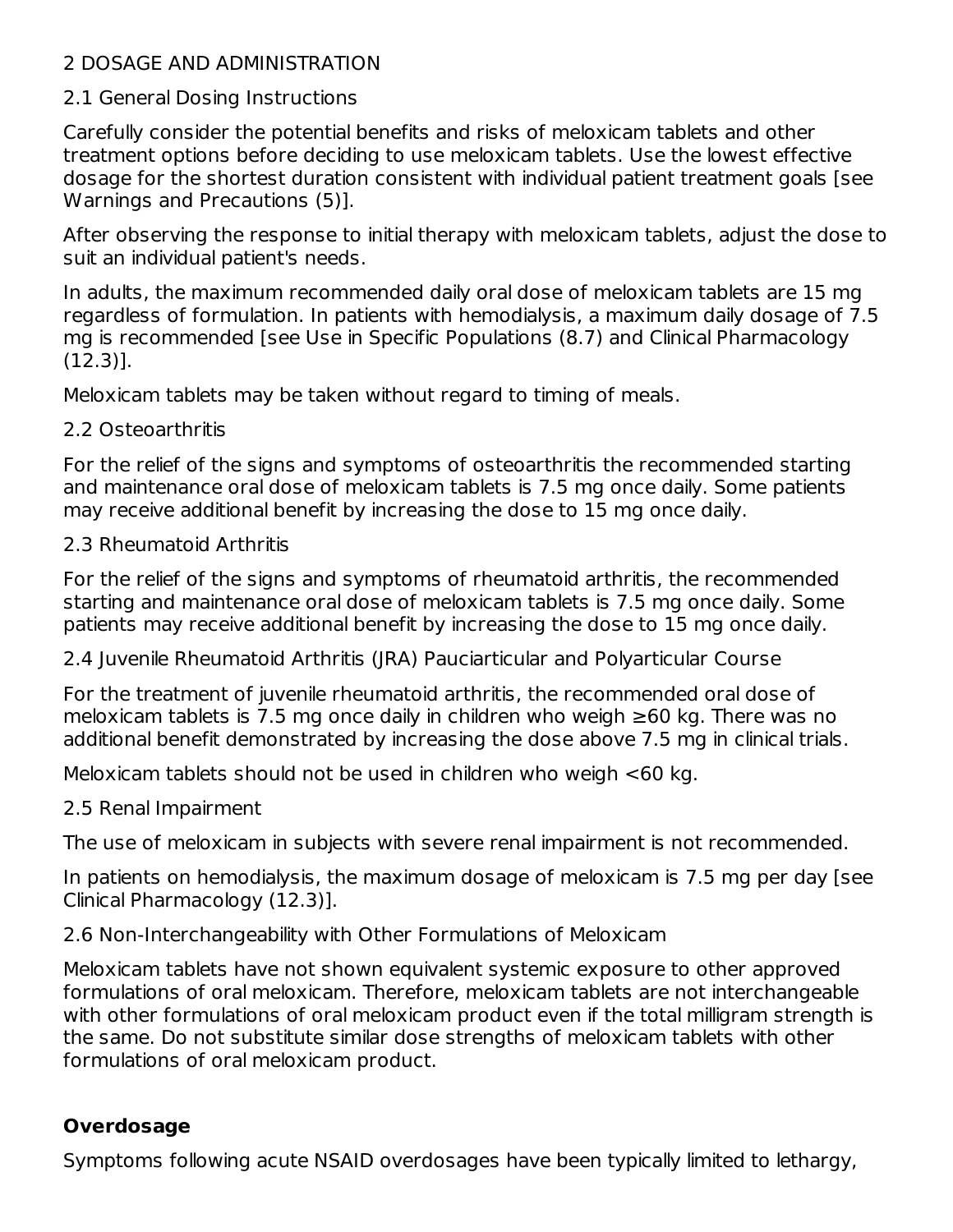## 2 DOSAGE AND ADMINISTRATION

### 2.1 General Dosing Instructions

Carefully consider the potential benefits and risks of meloxicam tablets and other treatment options before deciding to use meloxicam tablets. Use the lowest effective dosage for the shortest duration consistent with individual patient treatment goals [see Warnings and Precautions (5)].

After observing the response to initial therapy with meloxicam tablets, adjust the dose to suit an individual patient's needs.

In adults, the maximum recommended daily oral dose of meloxicam tablets are 15 mg regardless of formulation. In patients with hemodialysis, a maximum daily dosage of 7.5 mg is recommended [see Use in Specific Populations (8.7) and Clinical Pharmacology (12.3)].

Meloxicam tablets may be taken without regard to timing of meals.

### 2.2 Osteoarthritis

For the relief of the signs and symptoms of osteoarthritis the recommended starting and maintenance oral dose of meloxicam tablets is 7.5 mg once daily. Some patients may receive additional benefit by increasing the dose to 15 mg once daily.

### 2.3 Rheumatoid Arthritis

For the relief of the signs and symptoms of rheumatoid arthritis, the recommended starting and maintenance oral dose of meloxicam tablets is 7.5 mg once daily. Some patients may receive additional benefit by increasing the dose to 15 mg once daily.

### 2.4 Juvenile Rheumatoid Arthritis (JRA) Pauciarticular and Polyarticular Course

For the treatment of juvenile rheumatoid arthritis, the recommended oral dose of meloxicam tablets is 7.5 mg once daily in children who weigh ≥60 kg. There was no additional benefit demonstrated by increasing the dose above 7.5 mg in clinical trials.

Meloxicam tablets should not be used in children who weigh <60 kg.

### 2.5 Renal Impairment

The use of meloxicam in subjects with severe renal impairment is not recommended.

In patients on hemodialysis, the maximum dosage of meloxicam is 7.5 mg per day [see Clinical Pharmacology (12.3)].

### 2.6 Non-Interchangeability with Other Formulations of Meloxicam

Meloxicam tablets have not shown equivalent systemic exposure to other approved formulations of oral meloxicam. Therefore, meloxicam tablets are not interchangeable with other formulations of oral meloxicam product even if the total milligram strength is the same. Do not substitute similar dose strengths of meloxicam tablets with other formulations of oral meloxicam product.

## Overdosage

Symptoms following acute NSAID overdosages have been typically limited to lethargy,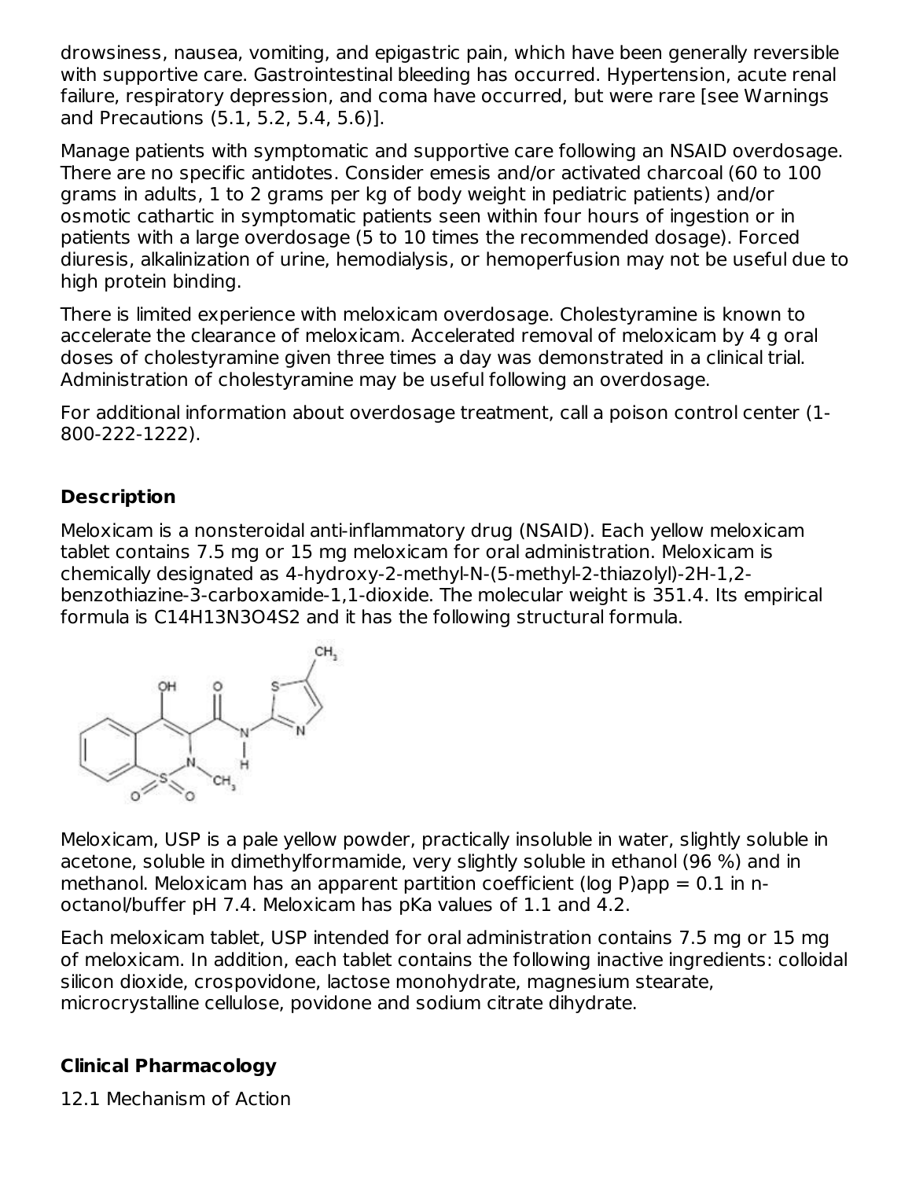drowsiness, nausea, vomiting, and epigastric pain, which have been generally reversible with supportive care. Gastrointestinal bleeding has occurred. Hypertension, acute renal failure, respiratory depression, and coma have occurred, but were rare [see Warnings and Precautions (5.1, 5.2, 5.4, 5.6)].

Manage patients with symptomatic and supportive care following an NSAID overdosage. There are no specific antidotes. Consider emesis and/or activated charcoal (60 to 100 grams in adults, 1 to 2 grams per kg of body weight in pediatric patients) and/or osmotic cathartic in symptomatic patients seen within four hours of ingestion or in patients with a large overdosage (5 to 10 times the recommended dosage). Forced diuresis, alkalinization of urine, hemodialysis, or hemoperfusion may not be useful due to high protein binding.

There is limited experience with meloxicam overdosage. Cholestyramine is known to accelerate the clearance of meloxicam. Accelerated removal of meloxicam by 4 g oral doses of cholestyramine given three times a day was demonstrated in a clinical trial. Administration of cholestyramine may be useful following an overdosage.

For additional information about overdosage treatment, call a poison control center (1-800-222-1222).

## Description

Meloxicam is a nonsteroidal anti-inflammatory drug (NSAID). Each yellow meloxicam tablet contains 7.5 mg or 15 mg meloxicam for oral administration. Meloxicam is chemically designated as 4-hydroxy-2-methyl-N-(5-methyl-2-thiazolyl)-2H-1,2-benzothiazine-3-carboxamide-1,1-dioxide. The molecular weight is 351.4. Its empirical formula is $C_{14}H_{13}N_3O_4S_2$ and it has the following structural formula.

Meloxicam, USP is a pale yellow powder, practically insoluble in water, slightly soluble in acetone, soluble in dimethylformamide, very slightly soluble in ethanol (96 %) and in methanol. Meloxicam has an apparent partition coefficient (log P)app = 0.1 in n-octanol/buffer pH 7.4. Meloxicam has pKa values of 1.1 and 4.2.

Each meloxicam tablet, USP intended for oral administration contains 7.5 mg or 15 mg of meloxicam. In addition, each tablet contains the following inactive ingredients: colloidal silicon dioxide, crospovidone, lactose monohydrate, magnesium stearate, microcrystalline cellulose, povidone and sodium citrate dihydrate.

## Clinical Pharmacology

12.1 Mechanism of Action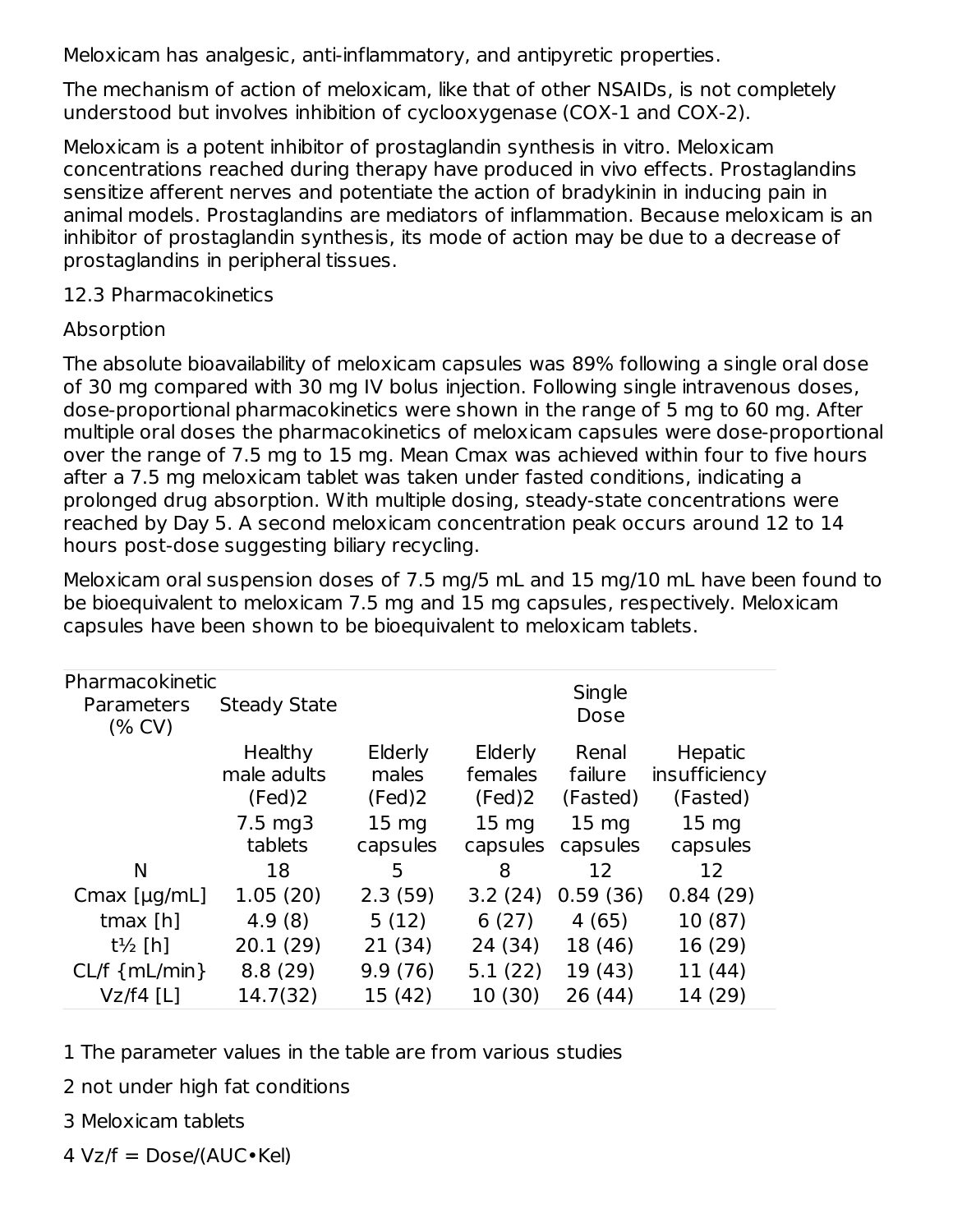Meloxicam has analgesic, anti-inflammatory, and antipyretic properties.

The mechanism of action of meloxicam, like that of other NSAIDs, is not completely understood but involves inhibition of cyclooxygenase (COX-1 and COX-2).

Meloxicam is a potent inhibitor of prostaglandin synthesis in vitro. Meloxicam concentrations reached during therapy have produced in vivo effects. Prostaglandins sensitize afferent nerves and potentiate the action of bradykinin in inducing pain in animal models. Prostaglandins are mediators of inflammation. Because meloxicam is an inhibitor of prostaglandin synthesis, its mode of action may be due to a decrease of prostaglandins in peripheral tissues.

## 12.3 Pharmacokinetics

### Absorption

The absolute bioavailability of meloxicam capsules was 89% following a single oral dose of 30 mg compared with 30 mg IV bolus injection. Following single intravenous doses, dose-proportional pharmacokinetics were shown in the range of 5 mg to 60 mg. After multiple oral doses the pharmacokinetics of meloxicam capsules were dose-proportional over the range of 7.5 mg to 15 mg. Mean Cmax was achieved within four to five hours after a 7.5 mg meloxicam tablet was taken under fasted conditions, indicating a prolonged drug absorption. With multiple dosing, steady-state concentrations were reached by Day 5. A second meloxicam concentration peak occurs around 12 to 14 hours post-dose suggesting biliary recycling.

Meloxicam oral suspension doses of 7.5 mg/5 mL and 15 mg/10 mL have been found to be bioequivalent to meloxicam 7.5 mg and 15 mg capsules, respectively. Meloxicam capsules have been shown to be bioequivalent to meloxicam tablets.

| Pharmacokinetic Parameters (% CV) | Steady State | | | Single Dose | |
|---|---|---|---|---|---|
| | Healthy male adults (Fed)2 | Elderly males (Fed)2 | Elderly females (Fed)2 | Renal failure (Fasted) | Hepatic insufficiency (Fasted) |
| | 7.5 mg3 tablets | 15 mg capsules | 15 mg capsules | 15 mg capsules | 15 mg capsules |
| N | 18 | 5 | 8 | 12 | 12 |
| Cmax [μg/mL] | 1.05 (20) | 2.3 (59) | 3.2 (24) | 0.59 (36) | 0.84 (29) |
| tmax [h] | 4.9 (8) | 5 (12) | 6 (27) | 4 (65) | 10 (87) |
| t½ [h] | 20.1 (29) | 21 (34) | 24 (34) | 18 (46) | 16 (29) |
| CL/f {mL/min} | 8.8 (29) | 9.9 (76) | 5.1 (22) | 19 (43) | 11 (44) |
| Vz/f4 [L] | 14.7(32) | 15 (42) | 10 (30) | 26 (44) | 14 (29) |

1 The parameter values in the table are from various studies

2 not under high fat conditions

3 Meloxicam tablets

4 Vz/f = Dose/(AUC•Kel)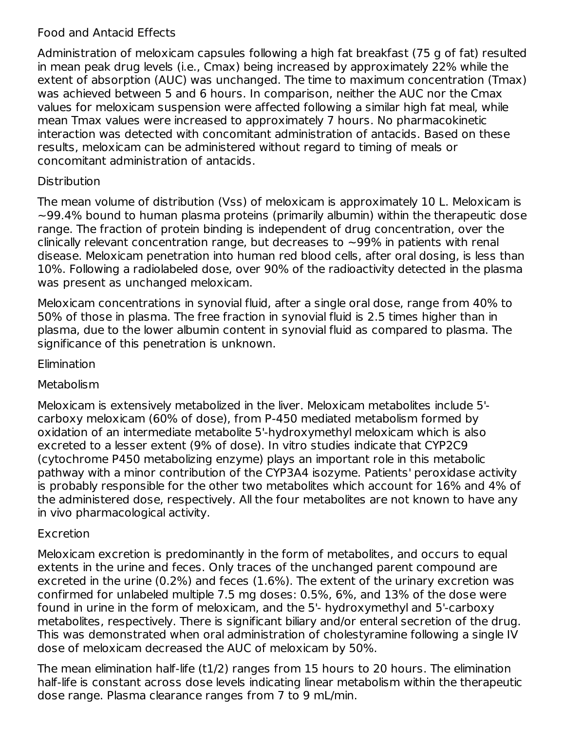### Food and Antacid Effects

Administration of meloxicam capsules following a high fat breakfast (75 g of fat) resulted in mean peak drug levels (i.e., Cmax) being increased by approximately 22% while the extent of absorption (AUC) was unchanged. The time to maximum concentration (Tmax) was achieved between 5 and 6 hours. In comparison, neither the AUC nor the Cmax values for meloxicam suspension were affected following a similar high fat meal, while mean Tmax values were increased to approximately 7 hours. No pharmacokinetic interaction was detected with concomitant administration of antacids. Based on these results, meloxicam can be administered without regard to timing of meals or concomitant administration of antacids.

### Distribution

The mean volume of distribution (Vss) of meloxicam is approximately 10 L. Meloxicam is ~99.4% bound to human plasma proteins (primarily albumin) within the therapeutic dose range. The fraction of protein binding is independent of drug concentration, over the clinically relevant concentration range, but decreases to ~99% in patients with renal disease. Meloxicam penetration into human red blood cells, after oral dosing, is less than 10%. Following a radiolabeled dose, over 90% of the radioactivity detected in the plasma was present as unchanged meloxicam.

Meloxicam concentrations in synovial fluid, after a single oral dose, range from 40% to 50% of those in plasma. The free fraction in synovial fluid is 2.5 times higher than in plasma, due to the lower albumin content in synovial fluid as compared to plasma. The significance of this penetration is unknown.

### Elimination

#### Metabolism

Meloxicam is extensively metabolized in the liver. Meloxicam metabolites include 5'-carboxy meloxicam (60% of dose), from P-450 mediated metabolism formed by oxidation of an intermediate metabolite 5'-hydroxymethyl meloxicam which is also excreted to a lesser extent (9% of dose). In vitro studies indicate that CYP2C9 (cytochrome P450 metabolizing enzyme) plays an important role in this metabolic pathway with a minor contribution of the CYP3A4 isozyme. Patients' peroxidase activity is probably responsible for the other two metabolites which account for 16% and 4% of the administered dose, respectively. All the four metabolites are not known to have any in vivo pharmacological activity.

#### Excretion

Meloxicam excretion is predominantly in the form of metabolites, and occurs to equal extents in the urine and feces. Only traces of the unchanged parent compound are excreted in the urine (0.2%) and feces (1.6%). The extent of the urinary excretion was confirmed for unlabeled multiple 7.5 mg doses: 0.5%, 6%, and 13% of the dose were found in urine in the form of meloxicam, and the 5'- hydroxymethyl and 5'-carboxy metabolites, respectively. There is significant biliary and/or enteral secretion of the drug. This was demonstrated when oral administration of cholestyramine following a single IV dose of meloxicam decreased the AUC of meloxicam by 50%.

The mean elimination half-life (t1/2) ranges from 15 hours to 20 hours. The elimination half-life is constant across dose levels indicating linear metabolism within the therapeutic dose range. Plasma clearance ranges from 7 to 9 mL/min.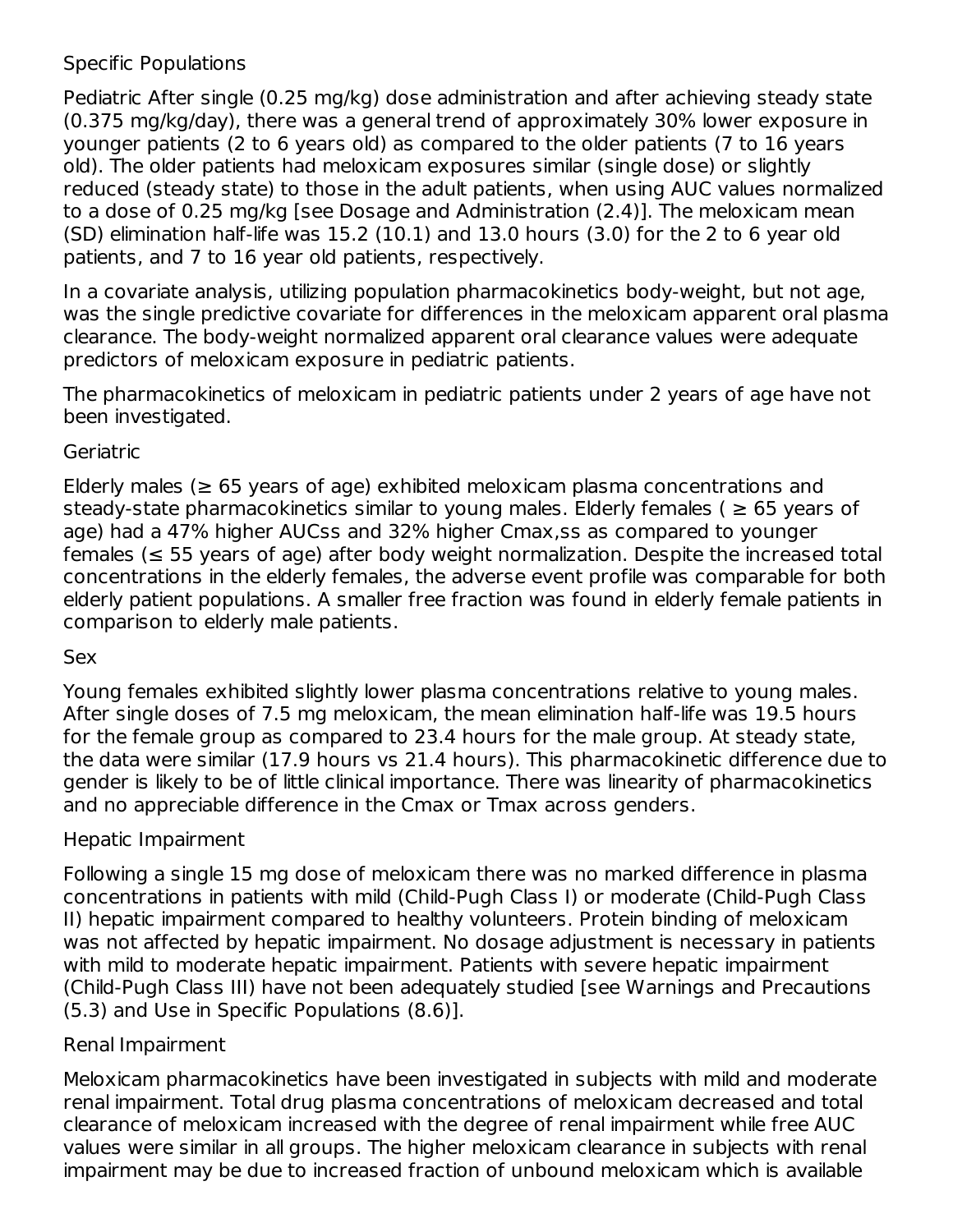Specific Populations

Pediatric After single (0.25 mg/kg) dose administration and after achieving steady state (0.375 mg/kg/day), there was a general trend of approximately 30% lower exposure in younger patients (2 to 6 years old) as compared to the older patients (7 to 16 years old). The older patients had meloxicam exposures similar (single dose) or slightly reduced (steady state) to those in the adult patients, when using AUC values normalized to a dose of 0.25 mg/kg [see Dosage and Administration (2.4)]. The meloxicam mean (SD) elimination half-life was 15.2 (10.1) and 13.0 hours (3.0) for the 2 to 6 year old patients, and 7 to 16 year old patients, respectively.

In a covariate analysis, utilizing population pharmacokinetics body-weight, but not age, was the single predictive covariate for differences in the meloxicam apparent oral plasma clearance. The body-weight normalized apparent oral clearance values were adequate predictors of meloxicam exposure in pediatric patients.

The pharmacokinetics of meloxicam in pediatric patients under 2 years of age have not been investigated.

Geriatric

Elderly males (≥ 65 years of age) exhibited meloxicam plasma concentrations and steady-state pharmacokinetics similar to young males. Elderly females ( ≥ 65 years of age) had a 47% higher AUCss and 32% higher Cmax,ss as compared to younger females (≤ 55 years of age) after body weight normalization. Despite the increased total concentrations in the elderly females, the adverse event profile was comparable for both elderly patient populations. A smaller free fraction was found in elderly female patients in comparison to elderly male patients.

Sex

Young females exhibited slightly lower plasma concentrations relative to young males. After single doses of 7.5 mg meloxicam, the mean elimination half-life was 19.5 hours for the female group as compared to 23.4 hours for the male group. At steady state, the data were similar (17.9 hours vs 21.4 hours). This pharmacokinetic difference due to gender is likely to be of little clinical importance. There was linearity of pharmacokinetics and no appreciable difference in the Cmax or Tmax across genders.

Hepatic Impairment

Following a single 15 mg dose of meloxicam there was no marked difference in plasma concentrations in patients with mild (Child-Pugh Class I) or moderate (Child-Pugh Class II) hepatic impairment compared to healthy volunteers. Protein binding of meloxicam was not affected by hepatic impairment. No dosage adjustment is necessary in patients with mild to moderate hepatic impairment. Patients with severe hepatic impairment (Child-Pugh Class III) have not been adequately studied [see Warnings and Precautions (5.3) and Use in Specific Populations (8.6)].

Renal Impairment

Meloxicam pharmacokinetics have been investigated in subjects with mild and moderate renal impairment. Total drug plasma concentrations of meloxicam decreased and total clearance of meloxicam increased with the degree of renal impairment while free AUC values were similar in all groups. The higher meloxicam clearance in subjects with renal impairment may be due to increased fraction of unbound meloxicam which is available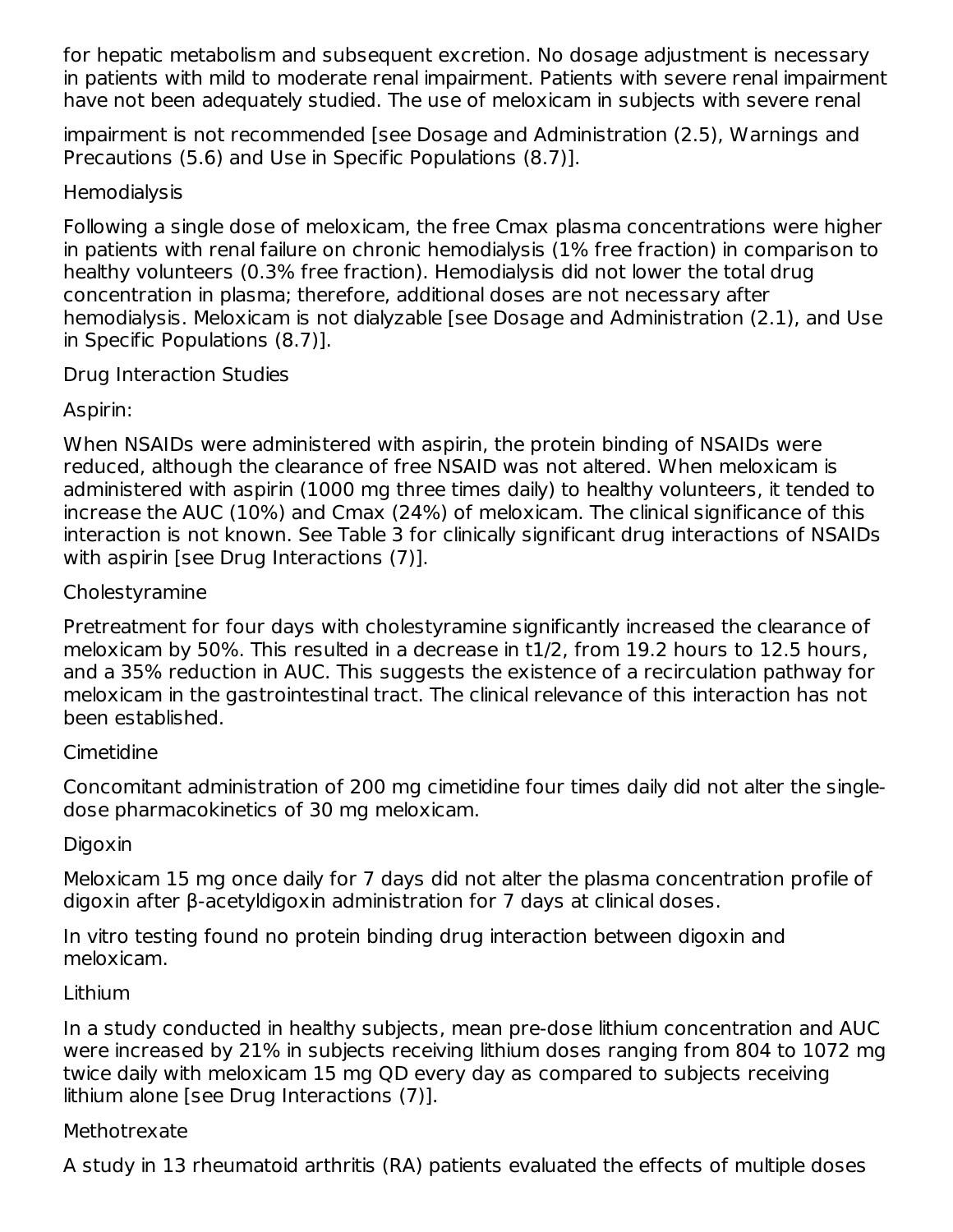for hepatic metabolism and subsequent excretion. No dosage adjustment is necessary in patients with mild to moderate renal impairment. Patients with severe renal impairment have not been adequately studied. The use of meloxicam in subjects with severe renal impairment is not recommended [see Dosage and Administration (2.5), Warnings and Precautions (5.6) and Use in Specific Populations (8.7)].

Hemodialysis

Following a single dose of meloxicam, the free Cmax plasma concentrations were higher in patients with renal failure on chronic hemodialysis (1% free fraction) in comparison to healthy volunteers (0.3% free fraction). Hemodialysis did not lower the total drug concentration in plasma; therefore, additional doses are not necessary after hemodialysis. Meloxicam is not dialyzable [see Dosage and Administration (2.1), and Use in Specific Populations (8.7)].

Drug Interaction Studies

Aspirin:

When NSAIDs were administered with aspirin, the protein binding of NSAIDs were reduced, although the clearance of free NSAID was not altered. When meloxicam is administered with aspirin (1000 mg three times daily) to healthy volunteers, it tended to increase the AUC (10%) and Cmax (24%) of meloxicam. The clinical significance of this interaction is not known. See Table 3 for clinically significant drug interactions of NSAIDs with aspirin [see Drug Interactions (7)].

Cholestyramine

Pretreatment for four days with cholestyramine significantly increased the clearance of meloxicam by 50%. This resulted in a decrease in t1/2, from 19.2 hours to 12.5 hours, and a 35% reduction in AUC. This suggests the existence of a recirculation pathway for meloxicam in the gastrointestinal tract. The clinical relevance of this interaction has not been established.

Cimetidine

Concomitant administration of 200 mg cimetidine four times daily did not alter the single-dose pharmacokinetics of 30 mg meloxicam.

Digoxin

Meloxicam 15 mg once daily for 7 days did not alter the plasma concentration profile of digoxin after β-acetyldigoxin administration for 7 days at clinical doses.

In vitro testing found no protein binding drug interaction between digoxin and meloxicam.

Lithium

In a study conducted in healthy subjects, mean pre-dose lithium concentration and AUC were increased by 21% in subjects receiving lithium doses ranging from 804 to 1072 mg twice daily with meloxicam 15 mg QD every day as compared to subjects receiving lithium alone [see Drug Interactions (7)].

Methotrexate

A study in 13 rheumatoid arthritis (RA) patients evaluated the effects of multiple doses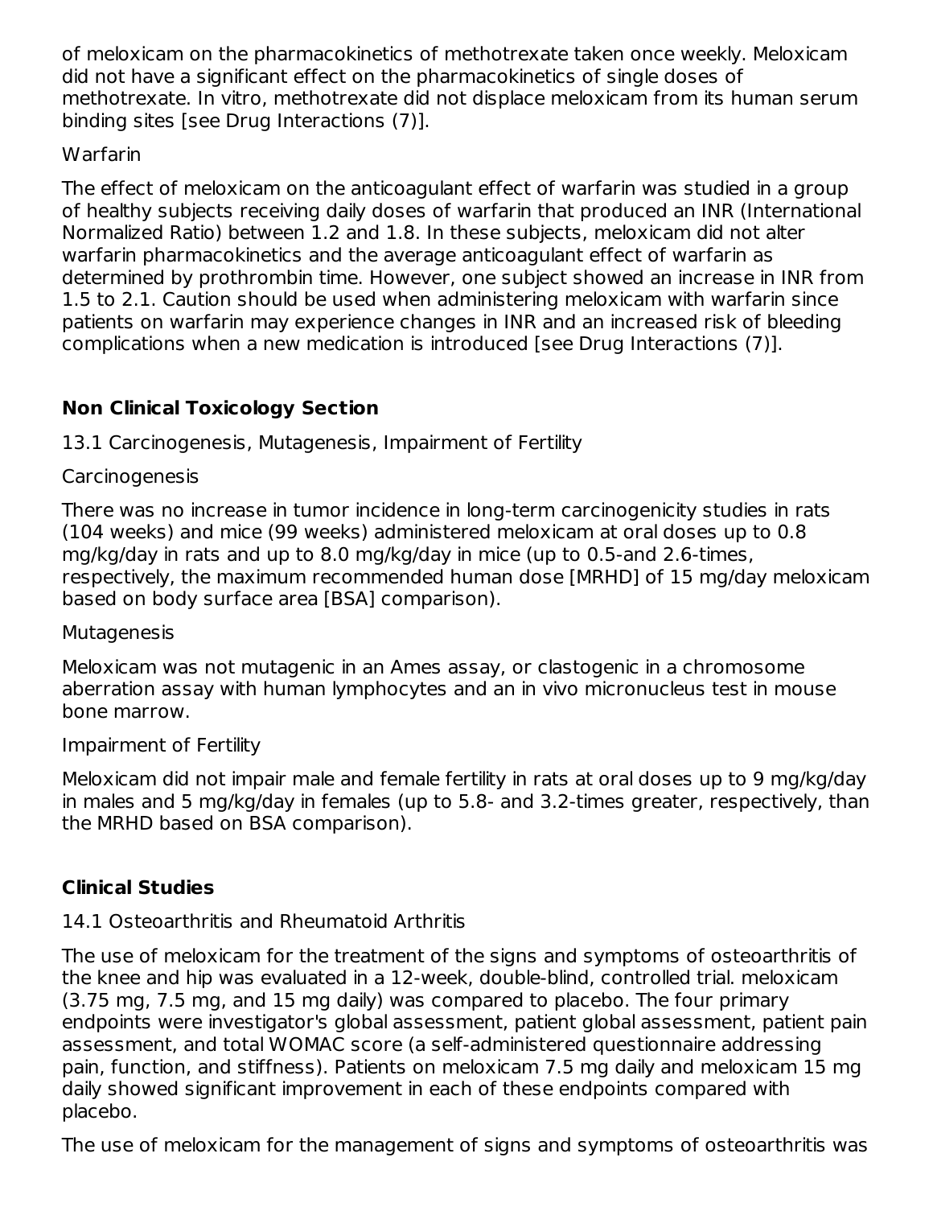of meloxicam on the pharmacokinetics of methotrexate taken once weekly. Meloxicam did not have a significant effect on the pharmacokinetics of single doses of methotrexate. In vitro, methotrexate did not displace meloxicam from its human serum binding sites [see Drug Interactions (7)].

Warfarin

The effect of meloxicam on the anticoagulant effect of warfarin was studied in a group of healthy subjects receiving daily doses of warfarin that produced an INR (International Normalized Ratio) between 1.2 and 1.8. In these subjects, meloxicam did not alter warfarin pharmacokinetics and the average anticoagulant effect of warfarin as determined by prothrombin time. However, one subject showed an increase in INR from 1.5 to 2.1. Caution should be used when administering meloxicam with warfarin since patients on warfarin may experience changes in INR and an increased risk of bleeding complications when a new medication is introduced [see Drug Interactions (7)].

## Non Clinical Toxicology Section

13.1 Carcinogenesis, Mutagenesis, Impairment of Fertility

Carcinogenesis

There was no increase in tumor incidence in long-term carcinogenicity studies in rats (104 weeks) and mice (99 weeks) administered meloxicam at oral doses up to 0.8 mg/kg/day in rats and up to 8.0 mg/kg/day in mice (up to 0.5-and 2.6-times, respectively, the maximum recommended human dose [MRHD] of 15 mg/day meloxicam based on body surface area [BSA] comparison).

Mutagenesis

Meloxicam was not mutagenic in an Ames assay, or clastogenic in a chromosome aberration assay with human lymphocytes and an in vivo micronucleus test in mouse bone marrow.

Impairment of Fertility

Meloxicam did not impair male and female fertility in rats at oral doses up to 9 mg/kg/day in males and 5 mg/kg/day in females (up to 5.8- and 3.2-times greater, respectively, than the MRHD based on BSA comparison).

## Clinical Studies

14.1 Osteoarthritis and Rheumatoid Arthritis

The use of meloxicam for the treatment of the signs and symptoms of osteoarthritis of the knee and hip was evaluated in a 12-week, double-blind, controlled trial. meloxicam (3.75 mg, 7.5 mg, and 15 mg daily) was compared to placebo. The four primary endpoints were investigator's global assessment, patient global assessment, patient pain assessment, and total WOMAC score (a self-administered questionnaire addressing pain, function, and stiffness). Patients on meloxicam 7.5 mg daily and meloxicam 15 mg daily showed significant improvement in each of these endpoints compared with placebo.

The use of meloxicam for the management of signs and symptoms of osteoarthritis was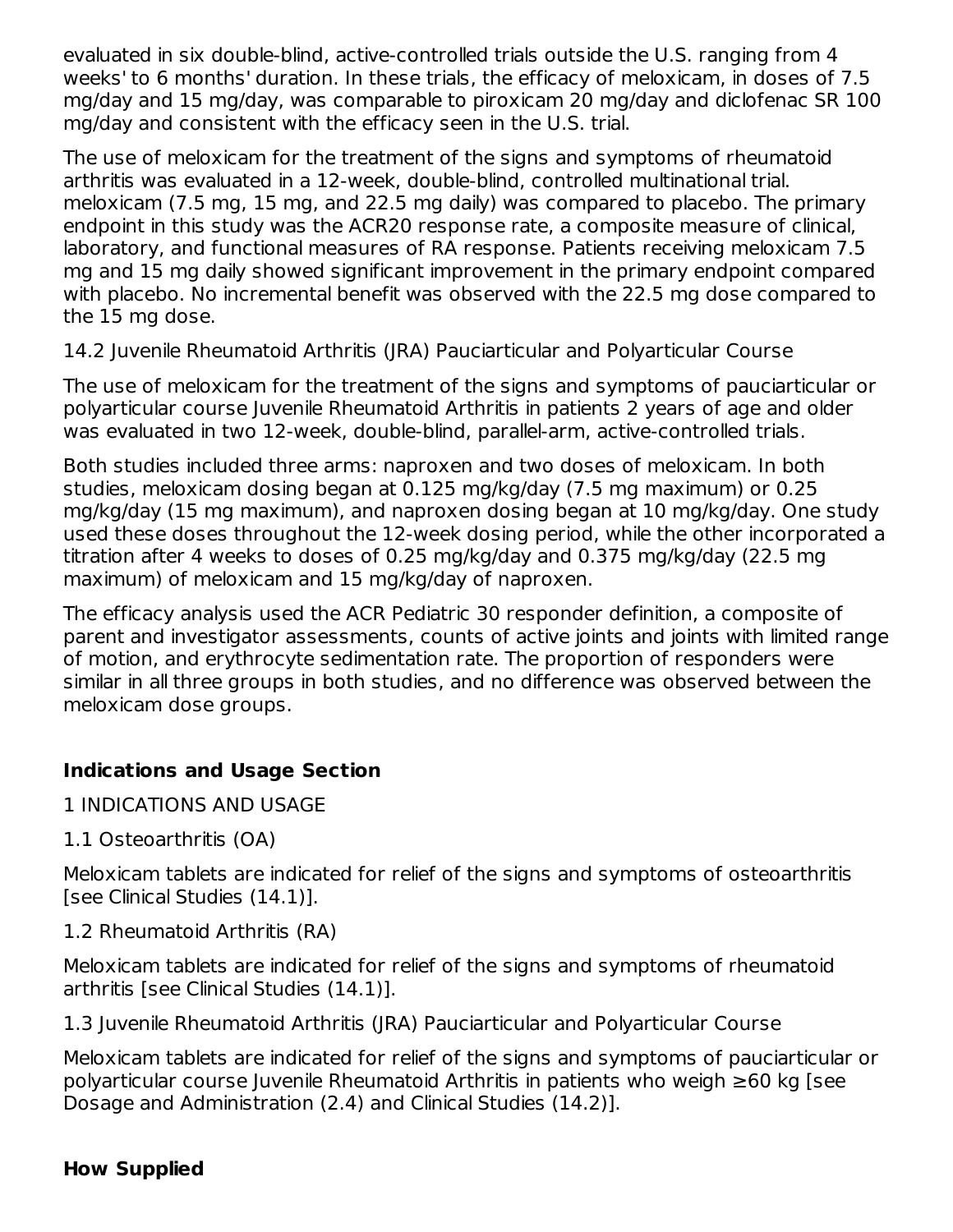evaluated in six double-blind, active-controlled trials outside the U.S. ranging from 4 weeks' to 6 months' duration. In these trials, the efficacy of meloxicam, in doses of 7.5 mg/day and 15 mg/day, was comparable to piroxicam 20 mg/day and diclofenac SR 100 mg/day and consistent with the efficacy seen in the U.S. trial.

The use of meloxicam for the treatment of the signs and symptoms of rheumatoid arthritis was evaluated in a 12-week, double-blind, controlled multinational trial. meloxicam (7.5 mg, 15 mg, and 22.5 mg daily) was compared to placebo. The primary endpoint in this study was the ACR20 response rate, a composite measure of clinical, laboratory, and functional measures of RA response. Patients receiving meloxicam 7.5 mg and 15 mg daily showed significant improvement in the primary endpoint compared with placebo. No incremental benefit was observed with the 22.5 mg dose compared to the 15 mg dose.

14.2 Juvenile Rheumatoid Arthritis (JRA) Pauciarticular and Polyarticular Course

The use of meloxicam for the treatment of the signs and symptoms of pauciarticular or polyarticular course Juvenile Rheumatoid Arthritis in patients 2 years of age and older was evaluated in two 12-week, double-blind, parallel-arm, active-controlled trials.

Both studies included three arms: naproxen and two doses of meloxicam. In both studies, meloxicam dosing began at 0.125 mg/kg/day (7.5 mg maximum) or 0.25 mg/kg/day (15 mg maximum), and naproxen dosing began at 10 mg/kg/day. One study used these doses throughout the 12-week dosing period, while the other incorporated a titration after 4 weeks to doses of 0.25 mg/kg/day and 0.375 mg/kg/day (22.5 mg maximum) of meloxicam and 15 mg/kg/day of naproxen.

The efficacy analysis used the ACR Pediatric 30 responder definition, a composite of parent and investigator assessments, counts of active joints and joints with limited range of motion, and erythrocyte sedimentation rate. The proportion of responders were similar in all three groups in both studies, and no difference was observed between the meloxicam dose groups.

## Indications and Usage Section

1 INDICATIONS AND USAGE

1.1 Osteoarthritis (OA)

Meloxicam tablets are indicated for relief of the signs and symptoms of osteoarthritis [see Clinical Studies (14.1)].

1.2 Rheumatoid Arthritis (RA)

Meloxicam tablets are indicated for relief of the signs and symptoms of rheumatoid arthritis [see Clinical Studies (14.1)].

1.3 Juvenile Rheumatoid Arthritis (JRA) Pauciarticular and Polyarticular Course

Meloxicam tablets are indicated for relief of the signs and symptoms of pauciarticular or polyarticular course Juvenile Rheumatoid Arthritis in patients who weigh ≥60 kg [see Dosage and Administration (2.4) and Clinical Studies (14.2)].

## How Supplied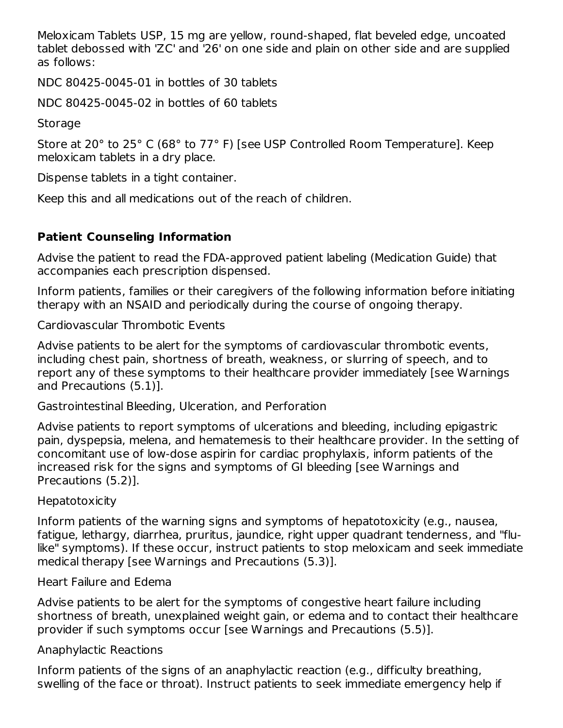Meloxicam Tablets USP, 15 mg are yellow, round-shaped, flat beveled edge, uncoated tablet debossed with 'ZC' and '26' on one side and plain on other side and are supplied as follows:

NDC 80425-0045-01 in bottles of 30 tablets

NDC 80425-0045-02 in bottles of 60 tablets

Storage

Store at 20° to 25° C (68° to 77° F) [see USP Controlled Room Temperature]. Keep meloxicam tablets in a dry place.

Dispense tablets in a tight container.

Keep this and all medications out of the reach of children.

## Patient Counseling Information

Advise the patient to read the FDA-approved patient labeling (Medication Guide) that accompanies each prescription dispensed.

Inform patients, families or their caregivers of the following information before initiating therapy with an NSAID and periodically during the course of ongoing therapy.

Cardiovascular Thrombotic Events

Advise patients to be alert for the symptoms of cardiovascular thrombotic events, including chest pain, shortness of breath, weakness, or slurring of speech, and to report any of these symptoms to their healthcare provider immediately [see Warnings and Precautions (5.1)].

Gastrointestinal Bleeding, Ulceration, and Perforation

Advise patients to report symptoms of ulcerations and bleeding, including epigastric pain, dyspepsia, melena, and hematemesis to their healthcare provider. In the setting of concomitant use of low-dose aspirin for cardiac prophylaxis, inform patients of the increased risk for the signs and symptoms of GI bleeding [see Warnings and Precautions (5.2)].

Hepatotoxicity

Inform patients of the warning signs and symptoms of hepatotoxicity (e.g., nausea, fatigue, lethargy, diarrhea, pruritus, jaundice, right upper quadrant tenderness, and "flu-like" symptoms). If these occur, instruct patients to stop meloxicam and seek immediate medical therapy [see Warnings and Precautions (5.3)].

Heart Failure and Edema

Advise patients to be alert for the symptoms of congestive heart failure including shortness of breath, unexplained weight gain, or edema and to contact their healthcare provider if such symptoms occur [see Warnings and Precautions (5.5)].

Anaphylactic Reactions

Inform patients of the signs of an anaphylactic reaction (e.g., difficulty breathing, swelling of the face or throat). Instruct patients to seek immediate emergency help if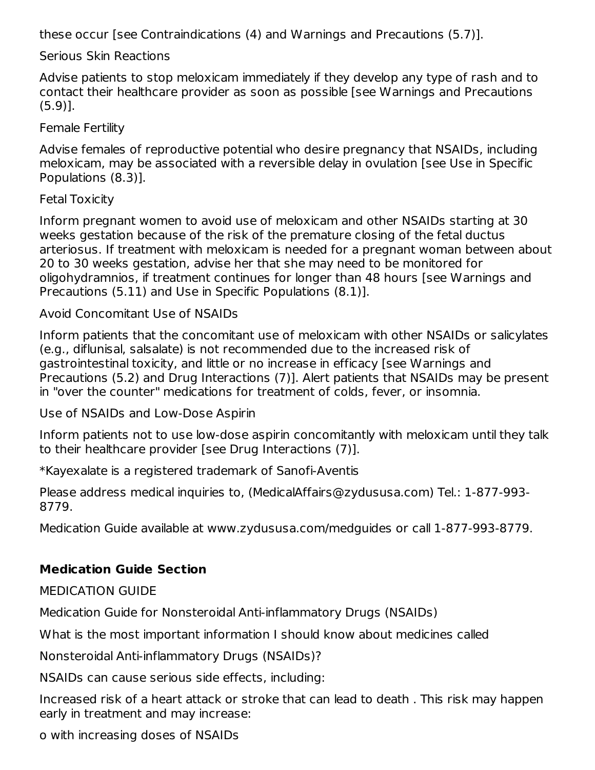these occur [see Contraindications (4) and Warnings and Precautions (5.7)].

Serious Skin Reactions

Advise patients to stop meloxicam immediately if they develop any type of rash and to contact their healthcare provider as soon as possible [see Warnings and Precautions (5.9)].

Female Fertility

Advise females of reproductive potential who desire pregnancy that NSAIDs, including meloxicam, may be associated with a reversible delay in ovulation [see Use in Specific Populations (8.3)].

Fetal Toxicity

Inform pregnant women to avoid use of meloxicam and other NSAIDs starting at 30 weeks gestation because of the risk of the premature closing of the fetal ductus arteriosus. If treatment with meloxicam is needed for a pregnant woman between about 20 to 30 weeks gestation, advise her that she may need to be monitored for oligohydramnios, if treatment continues for longer than 48 hours [see Warnings and Precautions (5.11) and Use in Specific Populations (8.1)].

Avoid Concomitant Use of NSAIDs

Inform patients that the concomitant use of meloxicam with other NSAIDs or salicylates (e.g., diflunisal, salsalate) is not recommended due to the increased risk of gastrointestinal toxicity, and little or no increase in efficacy [see Warnings and Precautions (5.2) and Drug Interactions (7)]. Alert patients that NSAIDs may be present in "over the counter" medications for treatment of colds, fever, or insomnia.

Use of NSAIDs and Low-Dose Aspirin

Inform patients not to use low-dose aspirin concomitantly with meloxicam until they talk to their healthcare provider [see Drug Interactions (7)].

*Kayexalate is a registered trademark of Sanofi-Aventis

Please address medical inquiries to, (MedicalAffairs@zydususa.com) Tel.: 1-877-993-8779.

Medication Guide available at www.zydususa.com/medguides or call 1-877-993-8779.

## Medication Guide Section

MEDICATION GUIDE

Medication Guide for Nonsteroidal Anti-inflammatory Drugs (NSAIDs)

What is the most important information I should know about medicines called

Nonsteroidal Anti-inflammatory Drugs (NSAIDs)?

NSAIDs can cause serious side effects, including:

Increased risk of a heart attack or stroke that can lead to death . This risk may happen early in treatment and may increase:

o with increasing doses of NSAIDs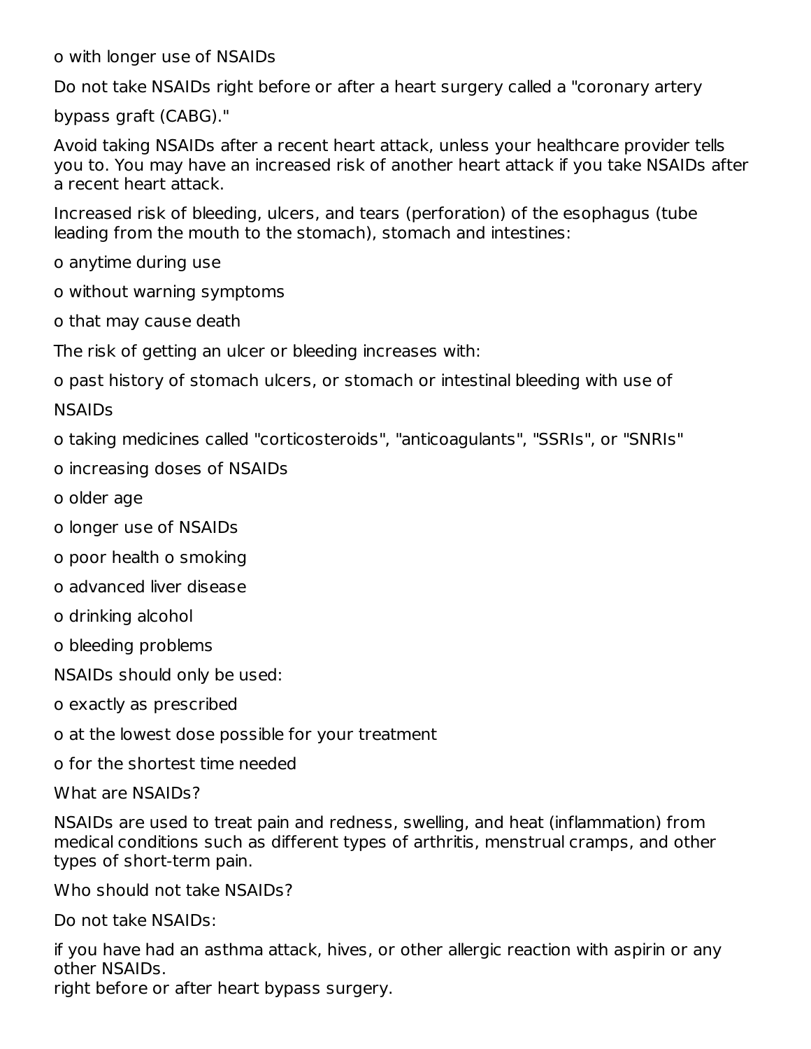o with longer use of NSAIDs

Do not take NSAIDs right before or after a heart surgery called a "coronary artery bypass graft (CABG)."

Avoid taking NSAIDs after a recent heart attack, unless your healthcare provider tells you to. You may have an increased risk of another heart attack if you take NSAIDs after a recent heart attack.

Increased risk of bleeding, ulcers, and tears (perforation) of the esophagus (tube leading from the mouth to the stomach), stomach and intestines:

o anytime during use

o without warning symptoms

o that may cause death

The risk of getting an ulcer or bleeding increases with:

o past history of stomach ulcers, or stomach or intestinal bleeding with use of NSAIDs

o taking medicines called "corticosteroids", "anticoagulants", "SSRIs", or "SNRIs"

o increasing doses of NSAIDs

o older age

o longer use of NSAIDs

o poor health o smoking

o advanced liver disease

o drinking alcohol

o bleeding problems

NSAIDs should only be used:

o exactly as prescribed

o at the lowest dose possible for your treatment

o for the shortest time needed

What are NSAIDs?

NSAIDs are used to treat pain and redness, swelling, and heat (inflammation) from medical conditions such as different types of arthritis, menstrual cramps, and other types of short-term pain.

Who should not take NSAIDs?

Do not take NSAIDs:

if you have had an asthma attack, hives, or other allergic reaction with aspirin or any other NSAIDs.
right before or after heart bypass surgery.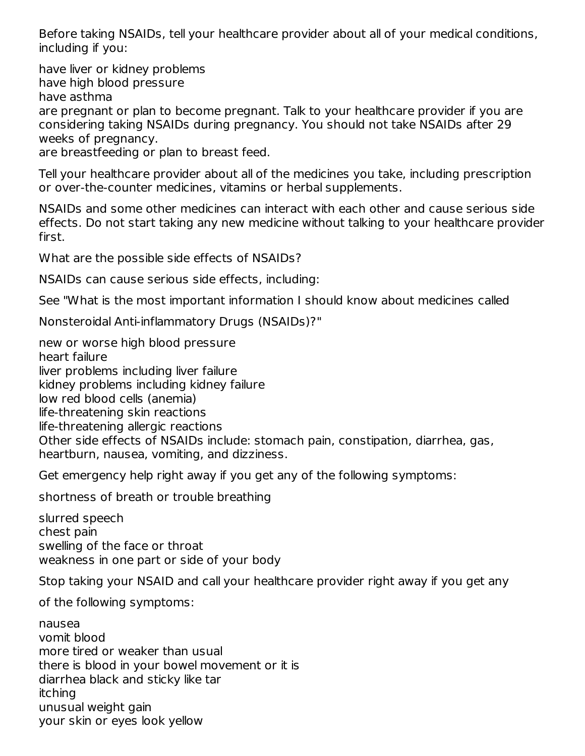Before taking NSAIDs, tell your healthcare provider about all of your medical conditions, including if you:

- have liver or kidney problems
- have high blood pressure
- have asthma
- are pregnant or plan to become pregnant. Talk to your healthcare provider if you are considering taking NSAIDs during pregnancy. You should not take NSAIDs after 29 weeks of pregnancy.
- are breastfeeding or plan to breast feed.

Tell your healthcare provider about all of the medicines you take, including prescription or over-the-counter medicines, vitamins or herbal supplements.

NSAIDs and some other medicines can interact with each other and cause serious side effects. Do not start taking any new medicine without talking to your healthcare provider first.

What are the possible side effects of NSAIDs?

NSAIDs can cause serious side effects, including:

See "What is the most important information I should know about medicines called Nonsteroidal Anti-inflammatory Drugs (NSAIDs)?"

- new or worse high blood pressure
- heart failure
- liver problems including liver failure
- kidney problems including kidney failure
- low red blood cells (anemia)
- life-threatening skin reactions
- life-threatening allergic reactions

Other side effects of NSAIDs include: stomach pain, constipation, diarrhea, gas, heartburn, nausea, vomiting, and dizziness.

Get emergency help right away if you get any of the following symptoms:

- shortness of breath or trouble breathing
- slurred speech
- chest pain
- swelling of the face or throat
- weakness in one part or side of your body

Stop taking your NSAID and call your healthcare provider right away if you get any of the following symptoms:

- nausea
- vomit blood
- more tired or weaker than usual
- there is blood in your bowel movement or it is black and sticky like tar
- diarrhea
- itching
- unusual weight gain
- your skin or eyes look yellow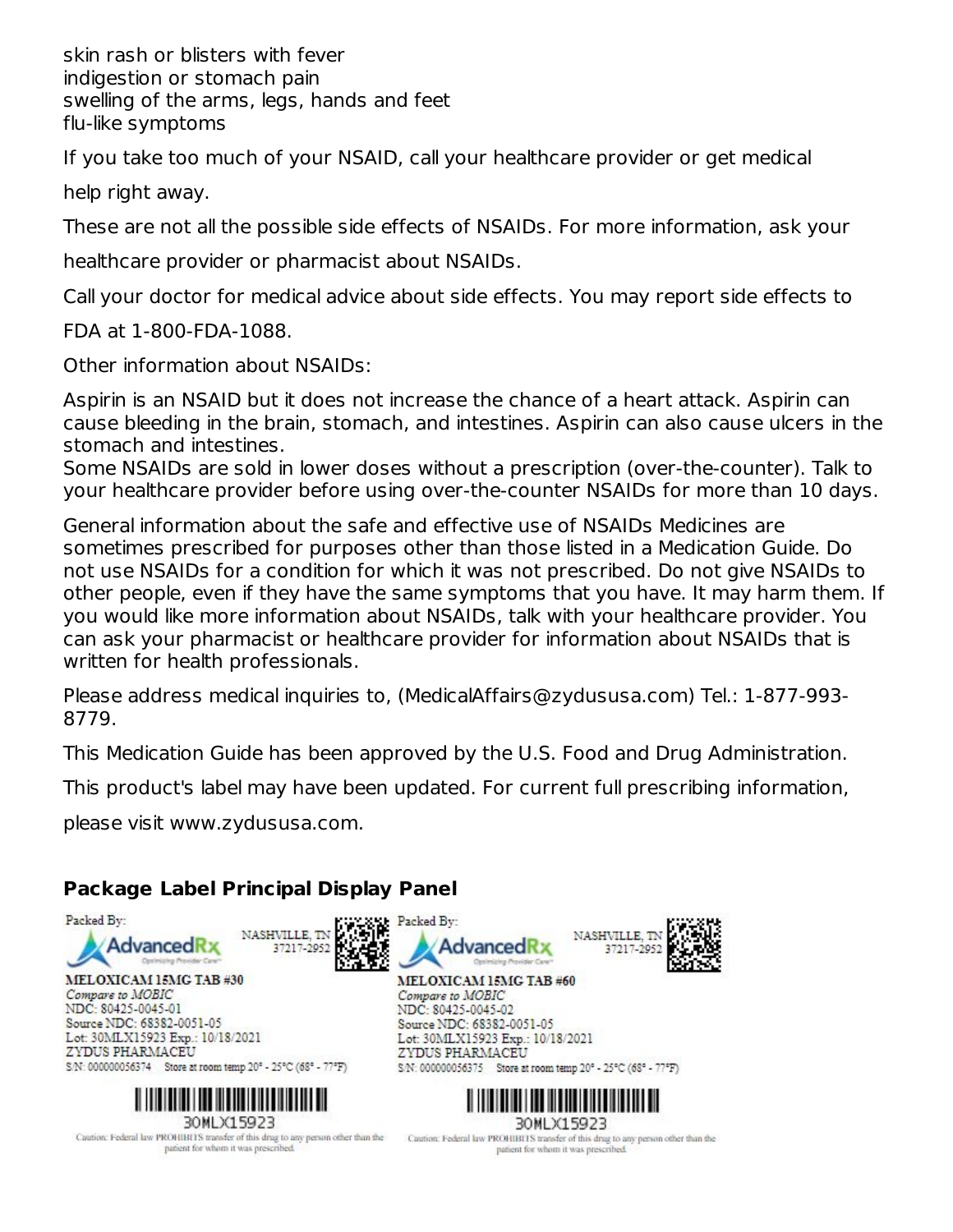skin rash or blisters with fever
indigestion or stomach pain
swelling of the arms, legs, hands and feet
flu-like symptoms

If you take too much of your NSAID, call your healthcare provider or get medical help right away.

These are not all the possible side effects of NSAIDs. For more information, ask your healthcare provider or pharmacist about NSAIDs.

Call your doctor for medical advice about side effects. You may report side effects to FDA at 1-800-FDA-1088.

Other information about NSAIDs:

Aspirin is an NSAID but it does not increase the chance of a heart attack. Aspirin can cause bleeding in the brain, stomach, and intestines. Aspirin can also cause ulcers in the stomach and intestines.
Some NSAIDs are sold in lower doses without a prescription (over-the-counter). Talk to your healthcare provider before using over-the-counter NSAIDs for more than 10 days.

General information about the safe and effective use of NSAIDs Medicines are sometimes prescribed for purposes other than those listed in a Medication Guide. Do not use NSAIDs for a condition for which it was not prescribed. Do not give NSAIDs to other people, even if they have the same symptoms that you have. It may harm them. If you would like more information about NSAIDs, talk with your healthcare provider. You can ask your pharmacist or healthcare provider for information about NSAIDs that is written for health professionals.

Please address medical inquiries to, (MedicalAffairs@zydususa.com) Tel.: 1-877-993-8779.

This Medication Guide has been approved by the U.S. Food and Drug Administration.

This product's label may have been updated. For current full prescribing information, please visit www.zydususa.com.

**Package Label Principal Display Panel**

Packed By:
AdvancedRx
NASHVILLE, TN 37217-2952

MELOXICAM 15MG TAB #30
*Compare to MOBIC*
NDC: 80425-0045-01
Source NDC: 68382-0051-05
Lot: 30MLX15923 Exp.: 10/18/2021
ZYDUS PHARMACEU
S/N: 000000056374 Store at room temp 20° - 25°C (68° - 77°F)

30MLX15923

Caution: Federal law PROHIBITS transfer of this drug to any person other than the patient for whom it was prescribed.

Packed By:
AdvancedRx
NASHVILLE, TN 37217-2952

MELOXICAM 15MG TAB #60
*Compare to MOBIC*
NDC: 80425-0045-02
Source NDC: 68382-0051-05
Lot: 30MLX15923 Exp.: 10/18/2021
ZYDUS PHARMACEU
S/N: 000000056375 Store at room temp 20° - 25°C (68° - 77°F)

30MLX15923

Caution: Federal law PROHIBITS transfer of this drug to any person other than the patient for whom it was prescribed.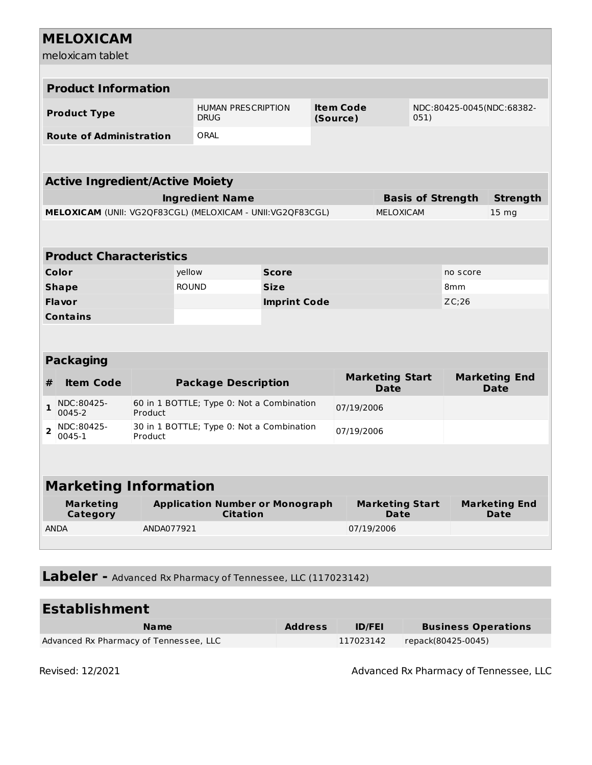# MELOXICAM

meloxicam tablet

## Product Information

| | | | |
|---|---|---|---|
| **Product Type** | HUMAN PRESCRIPTION DRUG | **Item Code (Source)** | NDC:80425-0045(NDC:68382-051) |
| **Route of Administration** | ORAL | | |

## Active Ingredient/Active Moiety

| Ingredient Name | Basis of Strength | Strength |
|---|---|---|
| **MELOXICAM** (UNII: VG2QF83CGL) (MELOXICAM - UNII:VG2QF83CGL) | MELOXICAM | 15 mg |

## Product Characteristics

| | | | |
|---|---|---|---|
| **Color** | yellow | **Score** | no score |
| **Shape** | ROUND | **Size** | 8mm |
| **Flavor** | | **Imprint Code** | ZC;26 |
| **Contains** | | | |

## Packaging

| # | Item Code | Package Description | Marketing Start Date | Marketing End Date |
|---|---|---|---|---|
| 1 | NDC:80425-0045-2 | 60 in 1 BOTTLE; Type 0: Not a Combination Product | 07/19/2006 | |
| 2 | NDC:80425-0045-1 | 30 in 1 BOTTLE; Type 0: Not a Combination Product | 07/19/2006 | |

## Marketing Information

| Marketing Category | Application Number or Monograph Citation | Marketing Start Date | Marketing End Date |
|---|---|---|---|
| ANDA | ANDA077921 | 07/19/2006 | |

## Labeler - Advanced Rx Pharmacy of Tennessee, LLC (117023142)

## Establishment

| Name | Address | ID/FEI | Business Operations |
|---|---|---|---|
| Advanced Rx Pharmacy of Tennessee, LLC | | 117023142 | repack(80425-0045) |

Revised: 12/2021

Advanced Rx Pharmacy of Tennessee, LLC